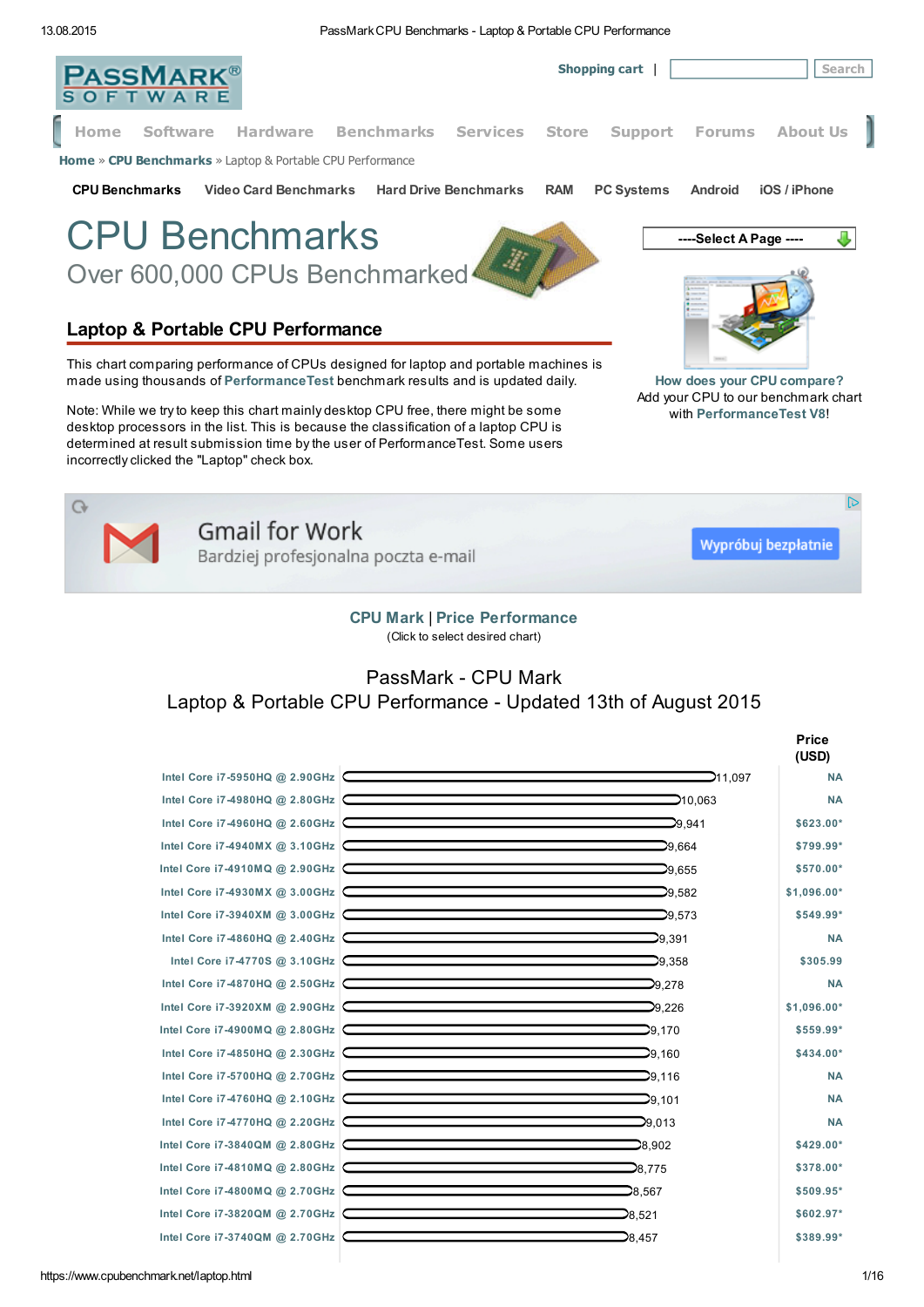Shopping cart | Search

Home Software Hardware Benchmarks Services Store Support Forums About Us

Home » CPU Benchmarks » Laptop & Portable CPU Performance

CPU Benchmarks | Video Card Benchmarks | Hard Drive Benchmarks | RAM | PC Systems | Android | iOS / iPhone

# CPU Benchmarks

Over 600,000 CPUs Benchmarked

----Select A Page ----

## Laptop & Portable CPU Performance

This chart comparing performance of CPUs designed for laptop and portable machines is made using thousands of PerformanceTest benchmark results and is updated daily.

Note: While we try to keep this chart mainly desktop CPU free, there might be some desktop processors in the list. This is because the classification of a laptop CPU is determined at result submission time by the user of PerformanceTest. Some users incorrectly clicked the "Laptop" check box.

How does your CPU compare?
Add your CPU to our benchmark chart with PerformanceTest V8!

Gmail for Work
Bardziej profesjonalna poczta e-mail
Wypróbuj bezpłatnie

CPU Mark | Price Performance
(Click to select desired chart)

### PassMark - CPU Mark
### Laptop & Portable CPU Performance - Updated 13th of August 2015

| CPU | CPU Mark | Price (USD) |
|---|---|---|
| Intel Core i7-5950HQ @ 2.90GHz | 11,097 | NA |
| Intel Core i7-4980HQ @ 2.80GHz | 10,063 | NA |
| Intel Core i7-4960HQ @ 2.60GHz | 9,941 | $623.00* |
| Intel Core i7-4940MX @ 3.10GHz | 9,664 | $799.99* |
| Intel Core i7-4910MQ @ 2.90GHz | 9,655 | $570.00* |
| Intel Core i7-4930MX @ 3.00GHz | 9,582 | $1,096.00* |
| Intel Core i7-3940XM @ 3.00GHz | 9,573 | $549.99* |
| Intel Core i7-4860HQ @ 2.40GHz | 9,391 | NA |
| Intel Core i7-4770S @ 3.10GHz | 9,358 | $305.99 |
| Intel Core i7-4870HQ @ 2.50GHz | 9,278 | NA |
| Intel Core i7-3920XM @ 2.90GHz | 9,226 | $1,096.00* |
| Intel Core i7-4900MQ @ 2.80GHz | 9,170 | $559.99* |
| Intel Core i7-4850HQ @ 2.30GHz | 9,160 | $434.00* |
| Intel Core i7-5700HQ @ 2.70GHz | 9,116 | NA |
| Intel Core i7-4760HQ @ 2.10GHz | 9,101 | NA |
| Intel Core i7-4770HQ @ 2.20GHz | 9,013 | NA |
| Intel Core i7-3840QM @ 2.80GHz | 8,902 | $429.00* |
| Intel Core i7-4810MQ @ 2.80GHz | 8,775 | $378.00* |
| Intel Core i7-4800MQ @ 2.70GHz | 8,567 | $509.95* |
| Intel Core i7-3820QM @ 2.70GHz | 8,521 | $602.97* |
| Intel Core i7-3740QM @ 2.70GHz | 8,457 | $389.99* |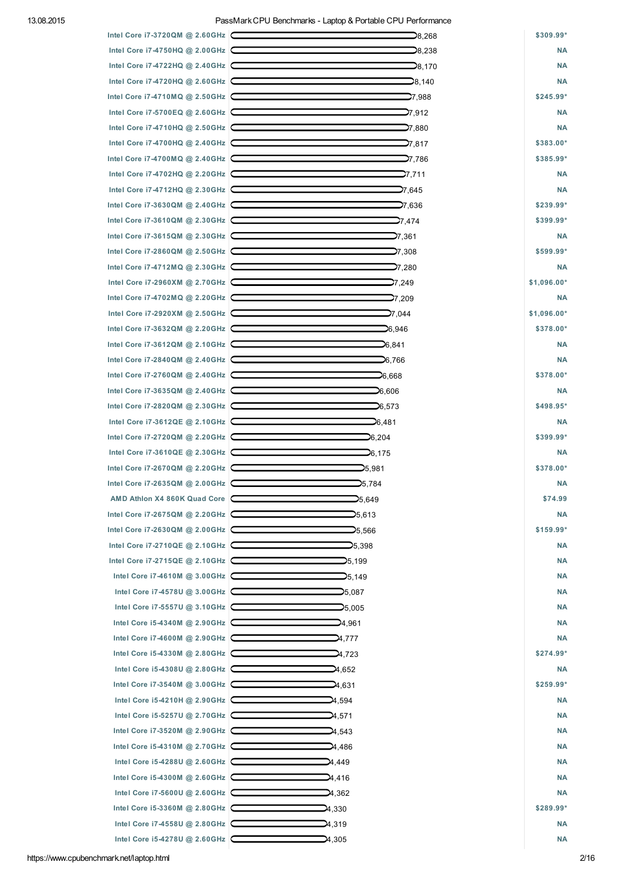| CPU | Score | Price |
|---|---|---|
| Intel Core i7-3720QM @ 2.60GHz | 8,268 | $309.99* |
| Intel Core i7-4750HQ @ 2.00GHz | 8,238 | NA |
| Intel Core i7-4722HQ @ 2.40GHz | 8,170 | NA |
| Intel Core i7-4720HQ @ 2.60GHz | 8,140 | NA |
| Intel Core i7-4710MQ @ 2.50GHz | 7,988 | $245.99* |
| Intel Core i7-5700EQ @ 2.60GHz | 7,912 | NA |
| Intel Core i7-4710HQ @ 2.50GHz | 7,880 | NA |
| Intel Core i7-4700HQ @ 2.40GHz | 7,817 | $383.00* |
| Intel Core i7-4700MQ @ 2.40GHz | 7,786 | $385.99* |
| Intel Core i7-4702HQ @ 2.20GHz | 7,711 | NA |
| Intel Core i7-4712HQ @ 2.30GHz | 7,645 | NA |
| Intel Core i7-3630QM @ 2.40GHz | 7,636 | $239.99* |
| Intel Core i7-3610QM @ 2.30GHz | 7,474 | $399.99* |
| Intel Core i7-3615QM @ 2.30GHz | 7,361 | NA |
| Intel Core i7-2860QM @ 2.50GHz | 7,308 | $599.99* |
| Intel Core i7-4712MQ @ 2.30GHz | 7,280 | NA |
| Intel Core i7-2960XM @ 2.70GHz | 7,249 | $1,096.00* |
| Intel Core i7-4702MQ @ 2.20GHz | 7,209 | NA |
| Intel Core i7-2920XM @ 2.50GHz | 7,044 | $1,096.00* |
| Intel Core i7-3632QM @ 2.20GHz | 6,946 | $378.00* |
| Intel Core i7-3612QM @ 2.10GHz | 6,841 | NA |
| Intel Core i7-2840QM @ 2.40GHz | 6,766 | NA |
| Intel Core i7-2760QM @ 2.40GHz | 6,668 | $378.00* |
| Intel Core i7-3635QM @ 2.40GHz | 6,606 | NA |
| Intel Core i7-2820QM @ 2.30GHz | 6,573 | $498.95* |
| Intel Core i7-3612QE @ 2.10GHz | 6,481 | NA |
| Intel Core i7-2720QM @ 2.20GHz | 6,204 | $399.99* |
| Intel Core i7-3610QE @ 2.30GHz | 6,175 | NA |
| Intel Core i7-2670QM @ 2.20GHz | 5,981 | $378.00* |
| Intel Core i7-2635QM @ 2.00GHz | 5,784 | NA |
| AMD Athlon X4 860K Quad Core | 5,649 | $74.99 |
| Intel Core i7-2675QM @ 2.20GHz | 5,613 | NA |
| Intel Core i7-2630QM @ 2.00GHz | 5,566 | $159.99* |
| Intel Core i7-2710QE @ 2.10GHz | 5,398 | NA |
| Intel Core i7-2715QE @ 2.10GHz | 5,199 | NA |
| Intel Core i7-4610M @ 3.00GHz | 5,149 | NA |
| Intel Core i7-4578U @ 3.00GHz | 5,087 | NA |
| Intel Core i7-5557U @ 3.10GHz | 5,005 | NA |
| Intel Core i5-4340M @ 2.90GHz | 4,961 | NA |
| Intel Core i7-4600M @ 2.90GHz | 4,777 | NA |
| Intel Core i5-4330M @ 2.80GHz | 4,723 | $274.99* |
| Intel Core i5-4308U @ 2.80GHz | 4,652 | NA |
| Intel Core i7-3540M @ 3.00GHz | 4,631 | $259.99* |
| Intel Core i5-4210H @ 2.90GHz | 4,594 | NA |
| Intel Core i5-5257U @ 2.70GHz | 4,571 | NA |
| Intel Core i7-3520M @ 2.90GHz | 4,543 | NA |
| Intel Core i5-4310M @ 2.70GHz | 4,486 | NA |
| Intel Core i5-4288U @ 2.60GHz | 4,449 | NA |
| Intel Core i5-4300M @ 2.60GHz | 4,416 | NA |
| Intel Core i7-5600U @ 2.60GHz | 4,362 | NA |
| Intel Core i5-3360M @ 2.80GHz | 4,330 | $289.99* |
| Intel Core i7-4558U @ 2.80GHz | 4,319 | NA |
| Intel Core i5-4278U @ 2.60GHz | 4,305 | NA |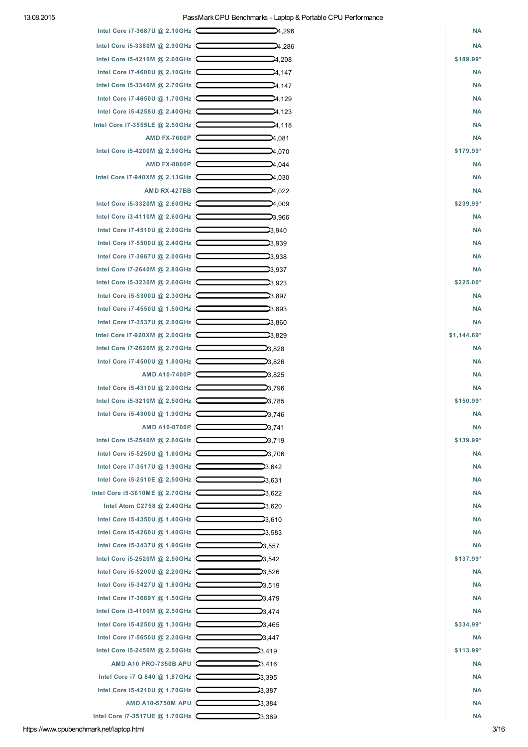| CPU | Passmark CPU Mark | Price (USD) |
|---|---|---|
| Intel Core i7-3687U @ 2.10GHz | 4,296 | NA |
| Intel Core i5-3380M @ 2.90GHz | 4,286 | NA |
| Intel Core i5-4210M @ 2.60GHz | 4,208 | $189.99* |
| Intel Core i7-4600U @ 2.10GHz | 4,147 | NA |
| Intel Core i5-3340M @ 2.70GHz | 4,147 | NA |
| Intel Core i7-4650U @ 1.70GHz | 4,129 | NA |
| Intel Core i5-4258U @ 2.40GHz | 4,123 | NA |
| Intel Core i7-3555LE @ 2.50GHz | 4,118 | NA |
| AMD FX-7600P | 4,081 | NA |
| Intel Core i5-4200M @ 2.50GHz | 4,070 | $179.99* |
| AMD FX-8800P | 4,044 | NA |
| Intel Core i7-940XM @ 2.13GHz | 4,030 | NA |
| AMD RX-427BB | 4,022 | NA |
| Intel Core i5-3320M @ 2.60GHz | 4,009 | $239.99* |
| Intel Core i3-4110M @ 2.60GHz | 3,966 | NA |
| Intel Core i7-4510U @ 2.00GHz | 3,940 | NA |
| Intel Core i7-5500U @ 2.40GHz | 3,939 | NA |
| Intel Core i7-3667U @ 2.00GHz | 3,938 | NA |
| Intel Core i7-2640M @ 2.80GHz | 3,937 | NA |
| Intel Core i5-3230M @ 2.60GHz | 3,923 | $225.00* |
| Intel Core i5-5300U @ 2.30GHz | 3,897 | NA |
| Intel Core i7-4550U @ 1.50GHz | 3,893 | NA |
| Intel Core i7-3537U @ 2.00GHz | 3,860 | NA |
| Intel Core i7-920XM @ 2.00GHz | 3,829 | $1,144.69* |
| Intel Core i7-2620M @ 2.70GHz | 3,828 | NA |
| Intel Core i7-4500U @ 1.80GHz | 3,826 | NA |
| AMD A10-7400P | 3,825 | NA |
| Intel Core i5-4310U @ 2.00GHz | 3,796 | NA |
| Intel Core i5-3210M @ 2.50GHz | 3,785 | $150.99* |
| Intel Core i5-4300U @ 1.90GHz | 3,746 | NA |
| AMD A10-8700P | 3,741 | NA |
| Intel Core i5-2540M @ 2.60GHz | 3,719 | $139.99* |
| Intel Core i5-5250U @ 1.60GHz | 3,706 | NA |
| Intel Core i7-3517U @ 1.90GHz | 3,642 | NA |
| Intel Core i5-2510E @ 2.50GHz | 3,631 | NA |
| Intel Core i5-3610ME @ 2.70GHz | 3,622 | NA |
| Intel Atom C2758 @ 2.40GHz | 3,620 | NA |
| Intel Core i5-4350U @ 1.40GHz | 3,610 | NA |
| Intel Core i5-4260U @ 1.40GHz | 3,583 | NA |
| Intel Core i5-3437U @ 1.90GHz | 3,557 | NA |
| Intel Core i5-2520M @ 2.50GHz | 3,542 | $137.99* |
| Intel Core i5-5200U @ 2.20GHz | 3,526 | NA |
| Intel Core i5-3427U @ 1.80GHz | 3,519 | NA |
| Intel Core i7-3689Y @ 1.50GHz | 3,479 | NA |
| Intel Core i3-4100M @ 2.50GHz | 3,474 | NA |
| Intel Core i5-4250U @ 1.30GHz | 3,465 | $334.99* |
| Intel Core i7-5650U @ 2.20GHz | 3,447 | NA |
| Intel Core i5-2450M @ 2.50GHz | 3,419 | $113.99* |
| AMD A10 PRO-7350B APU | 3,416 | NA |
| Intel Core i7 Q 840 @ 1.87GHz | 3,395 | NA |
| Intel Core i5-4210U @ 1.70GHz | 3,387 | NA |
| AMD A10-5750M APU | 3,384 | NA |
| Intel Core i7-3517UE @ 1.70GHz | 3,369 | NA |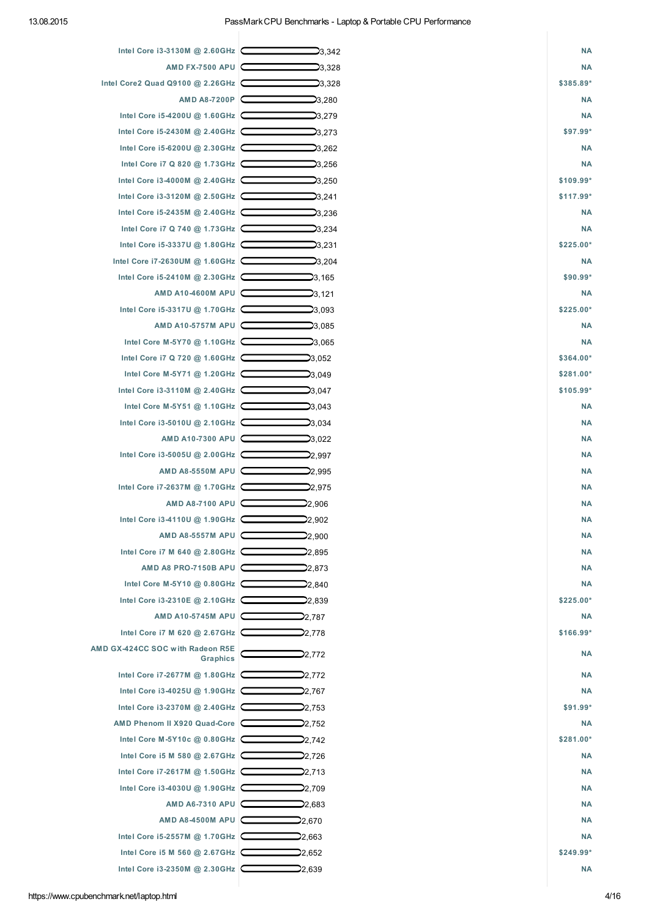| CPU | Score | Price |
|---|---|---|
| Intel Core i3-3130M @ 2.60GHz | 3,342 | NA |
| AMD FX-7500 APU | 3,328 | NA |
| Intel Core2 Quad Q9100 @ 2.26GHz | 3,328 | $385.89* |
| AMD A8-7200P | 3,280 | NA |
| Intel Core i5-4200U @ 1.60GHz | 3,279 | NA |
| Intel Core i5-2430M @ 2.40GHz | 3,273 | $97.99* |
| Intel Core i5-6200U @ 2.30GHz | 3,262 | NA |
| Intel Core i7 Q 820 @ 1.73GHz | 3,256 | NA |
| Intel Core i3-4000M @ 2.40GHz | 3,250 | $109.99* |
| Intel Core i3-3120M @ 2.50GHz | 3,241 | $117.99* |
| Intel Core i5-2435M @ 2.40GHz | 3,236 | NA |
| Intel Core i7 Q 740 @ 1.73GHz | 3,234 | NA |
| Intel Core i5-3337U @ 1.80GHz | 3,231 | $225.00* |
| Intel Core i7-2630UM @ 1.60GHz | 3,204 | NA |
| Intel Core i5-2410M @ 2.30GHz | 3,165 | $90.99* |
| AMD A10-4600M APU | 3,121 | NA |
| Intel Core i5-3317U @ 1.70GHz | 3,093 | $225.00* |
| AMD A10-5757M APU | 3,085 | NA |
| Intel Core M-5Y70 @ 1.10GHz | 3,065 | NA |
| Intel Core i7 Q 720 @ 1.60GHz | 3,052 | $364.00* |
| Intel Core M-5Y71 @ 1.20GHz | 3,049 | $281.00* |
| Intel Core i3-3110M @ 2.40GHz | 3,047 | $105.99* |
| Intel Core M-5Y51 @ 1.10GHz | 3,043 | NA |
| Intel Core i3-5010U @ 2.10GHz | 3,034 | NA |
| AMD A10-7300 APU | 3,022 | NA |
| Intel Core i3-5005U @ 2.00GHz | 2,997 | NA |
| AMD A8-5550M APU | 2,995 | NA |
| Intel Core i7-2637M @ 1.70GHz | 2,975 | NA |
| AMD A8-7100 APU | 2,906 | NA |
| Intel Core i3-4110U @ 1.90GHz | 2,902 | NA |
| AMD A8-5557M APU | 2,900 | NA |
| Intel Core i7 M 640 @ 2.80GHz | 2,895 | NA |
| AMD A8 PRO-7150B APU | 2,873 | NA |
| Intel Core M-5Y10 @ 0.80GHz | 2,840 | NA |
| Intel Core i3-2310E @ 2.10GHz | 2,839 | $225.00* |
| AMD A10-5745M APU | 2,787 | NA |
| Intel Core i7 M 620 @ 2.67GHz | 2,778 | $166.99* |
| AMD GX-424CC SOC with Radeon R5E Graphics | 2,772 | NA |
| Intel Core i7-2677M @ 1.80GHz | 2,772 | NA |
| Intel Core i3-4025U @ 1.90GHz | 2,767 | NA |
| Intel Core i3-2370M @ 2.40GHz | 2,753 | $91.99* |
| AMD Phenom II X920 Quad-Core | 2,752 | NA |
| Intel Core M-5Y10c @ 0.80GHz | 2,742 | $281.00* |
| Intel Core i5 M 580 @ 2.67GHz | 2,726 | NA |
| Intel Core i7-2617M @ 1.50GHz | 2,713 | NA |
| Intel Core i3-4030U @ 1.90GHz | 2,709 | NA |
| AMD A6-7310 APU | 2,683 | NA |
| AMD A8-4500M APU | 2,670 | NA |
| Intel Core i5-2557M @ 1.70GHz | 2,663 | NA |
| Intel Core i5 M 560 @ 2.67GHz | 2,652 | $249.99* |
| Intel Core i3-2350M @ 2.30GHz | 2,639 | NA |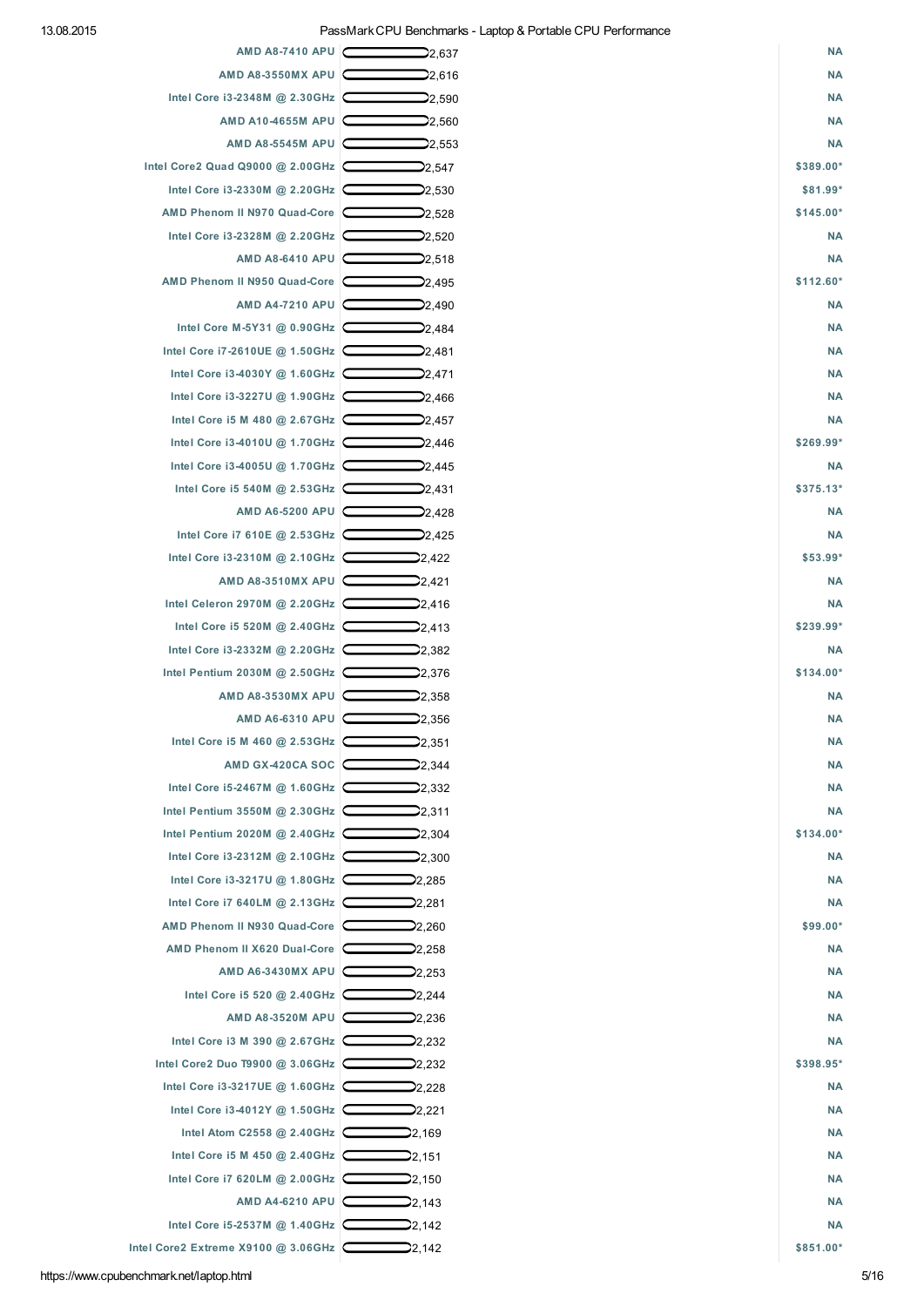| CPU | Passmark CPU Mark | Price (USD) |
|---|---|---|
| AMD A8-7410 APU | 2,637 | NA |
| AMD A8-3550MX APU | 2,616 | NA |
| Intel Core i3-2348M @ 2.30GHz | 2,590 | NA |
| AMD A10-4655M APU | 2,560 | NA |
| AMD A8-5545M APU | 2,553 | NA |
| Intel Core2 Quad Q9000 @ 2.00GHz | 2,547 | $389.00* |
| Intel Core i3-2330M @ 2.20GHz | 2,530 | $81.99* |
| AMD Phenom II N970 Quad-Core | 2,528 | $145.00* |
| Intel Core i3-2328M @ 2.20GHz | 2,520 | NA |
| AMD A8-6410 APU | 2,518 | NA |
| AMD Phenom II N950 Quad-Core | 2,495 | $112.60* |
| AMD A4-7210 APU | 2,490 | NA |
| Intel Core M-5Y31 @ 0.90GHz | 2,484 | NA |
| Intel Core i7-2610UE @ 1.50GHz | 2,481 | NA |
| Intel Core i3-4030Y @ 1.60GHz | 2,471 | NA |
| Intel Core i3-3227U @ 1.90GHz | 2,466 | NA |
| Intel Core i5 M 480 @ 2.67GHz | 2,457 | NA |
| Intel Core i3-4010U @ 1.70GHz | 2,446 | $269.99* |
| Intel Core i3-4005U @ 1.70GHz | 2,445 | NA |
| Intel Core i5 540M @ 2.53GHz | 2,431 | $375.13* |
| AMD A6-5200 APU | 2,428 | NA |
| Intel Core i7 610E @ 2.53GHz | 2,425 | NA |
| Intel Core i3-2310M @ 2.10GHz | 2,422 | $53.99* |
| AMD A8-3510MX APU | 2,421 | NA |
| Intel Celeron 2970M @ 2.20GHz | 2,416 | NA |
| Intel Core i5 520M @ 2.40GHz | 2,413 | $239.99* |
| Intel Core i3-2332M @ 2.20GHz | 2,382 | NA |
| Intel Pentium 2030M @ 2.50GHz | 2,376 | $134.00* |
| AMD A8-3530MX APU | 2,358 | NA |
| AMD A6-6310 APU | 2,356 | NA |
| Intel Core i5 M 460 @ 2.53GHz | 2,351 | NA |
| AMD GX-420CA SOC | 2,344 | NA |
| Intel Core i5-2467M @ 1.60GHz | 2,332 | NA |
| Intel Pentium 3550M @ 2.30GHz | 2,311 | NA |
| Intel Pentium 2020M @ 2.40GHz | 2,304 | $134.00* |
| Intel Core i3-2312M @ 2.10GHz | 2,300 | NA |
| Intel Core i3-3217U @ 1.80GHz | 2,285 | NA |
| Intel Core i7 640LM @ 2.13GHz | 2,281 | NA |
| AMD Phenom II N930 Quad-Core | 2,260 | $99.00* |
| AMD Phenom II X620 Dual-Core | 2,258 | NA |
| AMD A6-3430MX APU | 2,253 | NA |
| Intel Core i5 520 @ 2.40GHz | 2,244 | NA |
| AMD A8-3520M APU | 2,236 | NA |
| Intel Core i3 M 390 @ 2.67GHz | 2,232 | NA |
| Intel Core2 Duo T9900 @ 3.06GHz | 2,232 | $398.95* |
| Intel Core i3-3217UE @ 1.60GHz | 2,228 | NA |
| Intel Core i3-4012Y @ 1.50GHz | 2,221 | NA |
| Intel Atom C2558 @ 2.40GHz | 2,169 | NA |
| Intel Core i5 M 450 @ 2.40GHz | 2,151 | NA |
| Intel Core i7 620LM @ 2.00GHz | 2,150 | NA |
| AMD A4-6210 APU | 2,143 | NA |
| Intel Core i5-2537M @ 1.40GHz | 2,142 | NA |
| Intel Core2 Extreme X9100 @ 3.06GHz | 2,142 | $851.00* |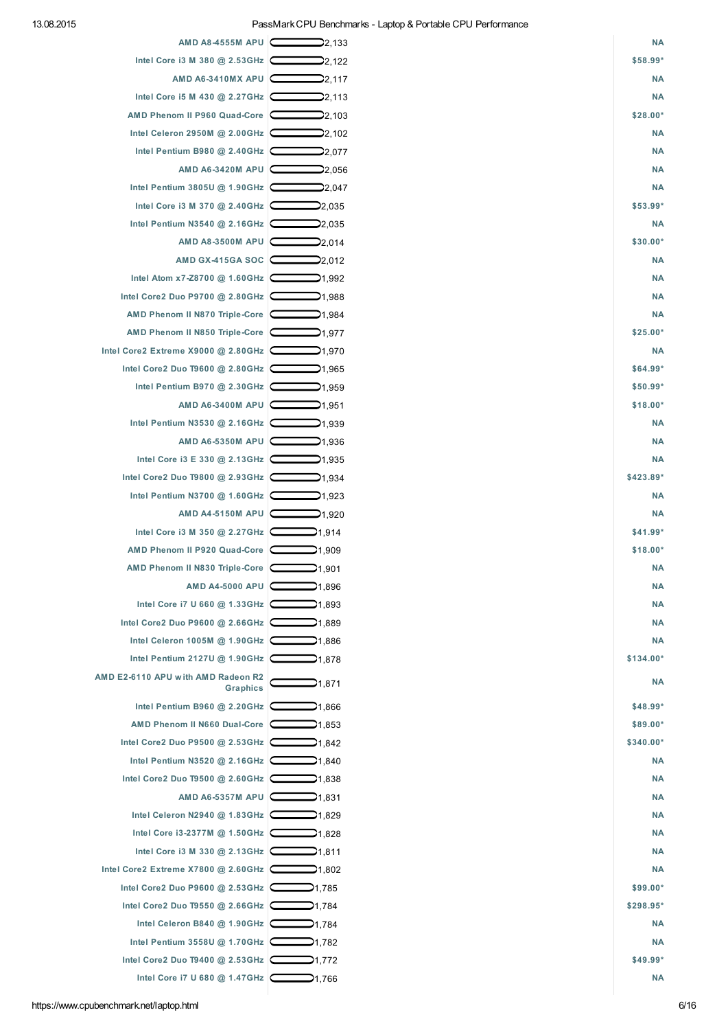| CPU | Score | Price |
|---|---|---|
| AMD A8-4555M APU | 2,133 | NA |
| Intel Core i3 M 380 @ 2.53GHz | 2,122 | $58.99* |
| AMD A6-3410MX APU | 2,117 | NA |
| Intel Core i5 M 430 @ 2.27GHz | 2,113 | NA |
| AMD Phenom II P960 Quad-Core | 2,103 | $28.00* |
| Intel Celeron 2950M @ 2.00GHz | 2,102 | NA |
| Intel Pentium B980 @ 2.40GHz | 2,077 | NA |
| AMD A6-3420M APU | 2,056 | NA |
| Intel Pentium 3805U @ 1.90GHz | 2,047 | NA |
| Intel Core i3 M 370 @ 2.40GHz | 2,035 | $53.99* |
| Intel Pentium N3540 @ 2.16GHz | 2,035 | NA |
| AMD A8-3500M APU | 2,014 | $30.00* |
| AMD GX-415GA SOC | 2,012 | NA |
| Intel Atom x7-Z8700 @ 1.60GHz | 1,992 | NA |
| Intel Core2 Duo P9700 @ 2.80GHz | 1,988 | NA |
| AMD Phenom II N870 Triple-Core | 1,984 | NA |
| AMD Phenom II N850 Triple-Core | 1,977 | $25.00* |
| Intel Core2 Extreme X9000 @ 2.80GHz | 1,970 | NA |
| Intel Core2 Duo T9600 @ 2.80GHz | 1,965 | $64.99* |
| Intel Pentium B970 @ 2.30GHz | 1,959 | $50.99* |
| AMD A6-3400M APU | 1,951 | $18.00* |
| Intel Pentium N3530 @ 2.16GHz | 1,939 | NA |
| AMD A6-5350M APU | 1,936 | NA |
| Intel Core i3 E 330 @ 2.13GHz | 1,935 | NA |
| Intel Core2 Duo T9800 @ 2.93GHz | 1,934 | $423.89* |
| Intel Pentium N3700 @ 1.60GHz | 1,923 | NA |
| AMD A4-5150M APU | 1,920 | NA |
| Intel Core i3 M 350 @ 2.27GHz | 1,914 | $41.99* |
| AMD Phenom II P920 Quad-Core | 1,909 | $18.00* |
| AMD Phenom II N830 Triple-Core | 1,901 | NA |
| AMD A4-5000 APU | 1,896 | NA |
| Intel Core i7 U 660 @ 1.33GHz | 1,893 | NA |
| Intel Core2 Duo P9600 @ 2.66GHz | 1,889 | NA |
| Intel Celeron 1005M @ 1.90GHz | 1,886 | NA |
| Intel Pentium 2127U @ 1.90GHz | 1,878 | $134.00* |
| AMD E2-6110 APU with AMD Radeon R2 Graphics | 1,871 | NA |
| Intel Pentium B960 @ 2.20GHz | 1,866 | $48.99* |
| AMD Phenom II N660 Dual-Core | 1,853 | $89.00* |
| Intel Core2 Duo P9500 @ 2.53GHz | 1,842 | $340.00* |
| Intel Pentium N3520 @ 2.16GHz | 1,840 | NA |
| Intel Core2 Duo T9500 @ 2.60GHz | 1,838 | NA |
| AMD A6-5357M APU | 1,831 | NA |
| Intel Celeron N2940 @ 1.83GHz | 1,829 | NA |
| Intel Core i3-2377M @ 1.50GHz | 1,828 | NA |
| Intel Core i3 M 330 @ 2.13GHz | 1,811 | NA |
| Intel Core2 Extreme X7800 @ 2.60GHz | 1,802 | NA |
| Intel Core2 Duo P9600 @ 2.53GHz | 1,785 | $99.00* |
| Intel Core2 Duo T9550 @ 2.66GHz | 1,784 | $298.95* |
| Intel Celeron B840 @ 1.90GHz | 1,784 | NA |
| Intel Pentium 3558U @ 1.70GHz | 1,782 | NA |
| Intel Core2 Duo T9400 @ 2.53GHz | 1,772 | $49.99* |
| Intel Core i7 U 680 @ 1.47GHz | 1,766 | NA |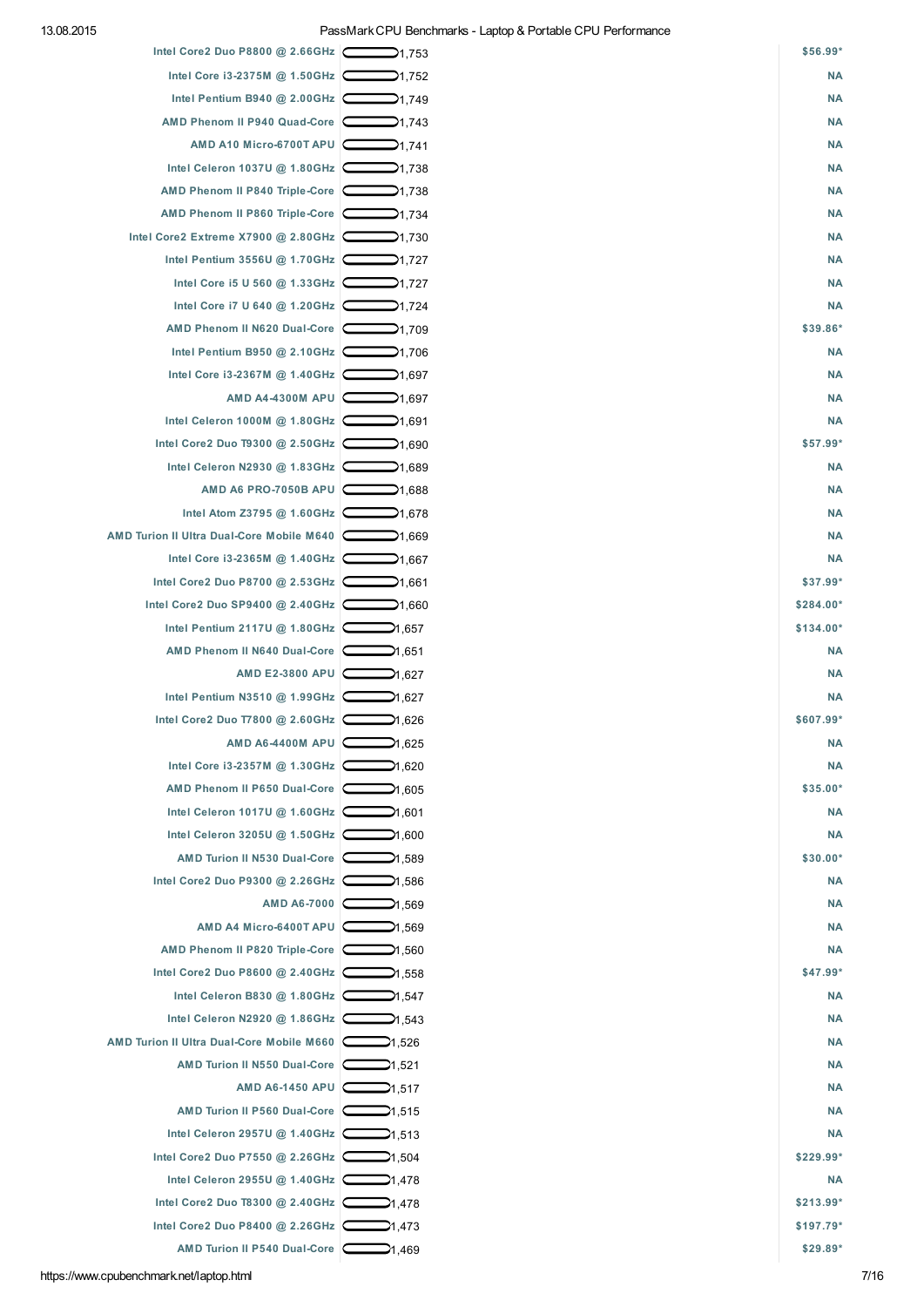| CPU | Score | Price |
|---|---|---|
| Intel Core2 Duo P8800 @ 2.66GHz | 1,753 | $56.99* |
| Intel Core i3-2375M @ 1.50GHz | 1,752 | NA |
| Intel Pentium B940 @ 2.00GHz | 1,749 | NA |
| AMD Phenom II P940 Quad-Core | 1,743 | NA |
| AMD A10 Micro-6700T APU | 1,741 | NA |
| Intel Celeron 1037U @ 1.80GHz | 1,738 | NA |
| AMD Phenom II P840 Triple-Core | 1,738 | NA |
| AMD Phenom II P860 Triple-Core | 1,734 | NA |
| Intel Core2 Extreme X7900 @ 2.80GHz | 1,730 | NA |
| Intel Pentium 3556U @ 1.70GHz | 1,727 | NA |
| Intel Core i5 U 560 @ 1.33GHz | 1,727 | NA |
| Intel Core i7 U 640 @ 1.20GHz | 1,724 | NA |
| AMD Phenom II N620 Dual-Core | 1,709 | $39.86* |
| Intel Pentium B950 @ 2.10GHz | 1,706 | NA |
| Intel Core i3-2367M @ 1.40GHz | 1,697 | NA |
| AMD A4-4300M APU | 1,697 | NA |
| Intel Celeron 1000M @ 1.80GHz | 1,691 | NA |
| Intel Core2 Duo T9300 @ 2.50GHz | 1,690 | $57.99* |
| Intel Celeron N2930 @ 1.83GHz | 1,689 | NA |
| AMD A6 PRO-7050B APU | 1,688 | NA |
| Intel Atom Z3795 @ 1.60GHz | 1,678 | NA |
| AMD Turion II Ultra Dual-Core Mobile M640 | 1,669 | NA |
| Intel Core i3-2365M @ 1.40GHz | 1,667 | NA |
| Intel Core2 Duo P8700 @ 2.53GHz | 1,661 | $37.99* |
| Intel Core2 Duo SP9400 @ 2.40GHz | 1,660 | $284.00* |
| Intel Pentium 2117U @ 1.80GHz | 1,657 | $134.00* |
| AMD Phenom II N640 Dual-Core | 1,651 | NA |
| AMD E2-3800 APU | 1,627 | NA |
| Intel Pentium N3510 @ 1.99GHz | 1,627 | NA |
| Intel Core2 Duo T7800 @ 2.60GHz | 1,626 | $607.99* |
| AMD A6-4400M APU | 1,625 | NA |
| Intel Core i3-2357M @ 1.30GHz | 1,620 | NA |
| AMD Phenom II P650 Dual-Core | 1,605 | $35.00* |
| Intel Celeron 1017U @ 1.60GHz | 1,601 | NA |
| Intel Celeron 3205U @ 1.50GHz | 1,600 | NA |
| AMD Turion II N530 Dual-Core | 1,589 | $30.00* |
| Intel Core2 Duo P9300 @ 2.26GHz | 1,586 | NA |
| AMD A6-7000 | 1,569 | NA |
| AMD A4 Micro-6400T APU | 1,569 | NA |
| AMD Phenom II P820 Triple-Core | 1,560 | NA |
| Intel Core2 Duo P8600 @ 2.40GHz | 1,558 | $47.99* |
| Intel Celeron B830 @ 1.80GHz | 1,547 | NA |
| Intel Celeron N2920 @ 1.86GHz | 1,543 | NA |
| AMD Turion II Ultra Dual-Core Mobile M660 | 1,526 | NA |
| AMD Turion II N550 Dual-Core | 1,521 | NA |
| AMD A6-1450 APU | 1,517 | NA |
| AMD Turion II P560 Dual-Core | 1,515 | NA |
| Intel Celeron 2957U @ 1.40GHz | 1,513 | NA |
| Intel Core2 Duo P7550 @ 2.26GHz | 1,504 | $229.99* |
| Intel Celeron 2955U @ 1.40GHz | 1,478 | NA |
| Intel Core2 Duo T8300 @ 2.40GHz | 1,478 | $213.99* |
| Intel Core2 Duo P8400 @ 2.26GHz | 1,473 | $197.79* |
| AMD Turion II P540 Dual-Core | 1,469 | $29.89* |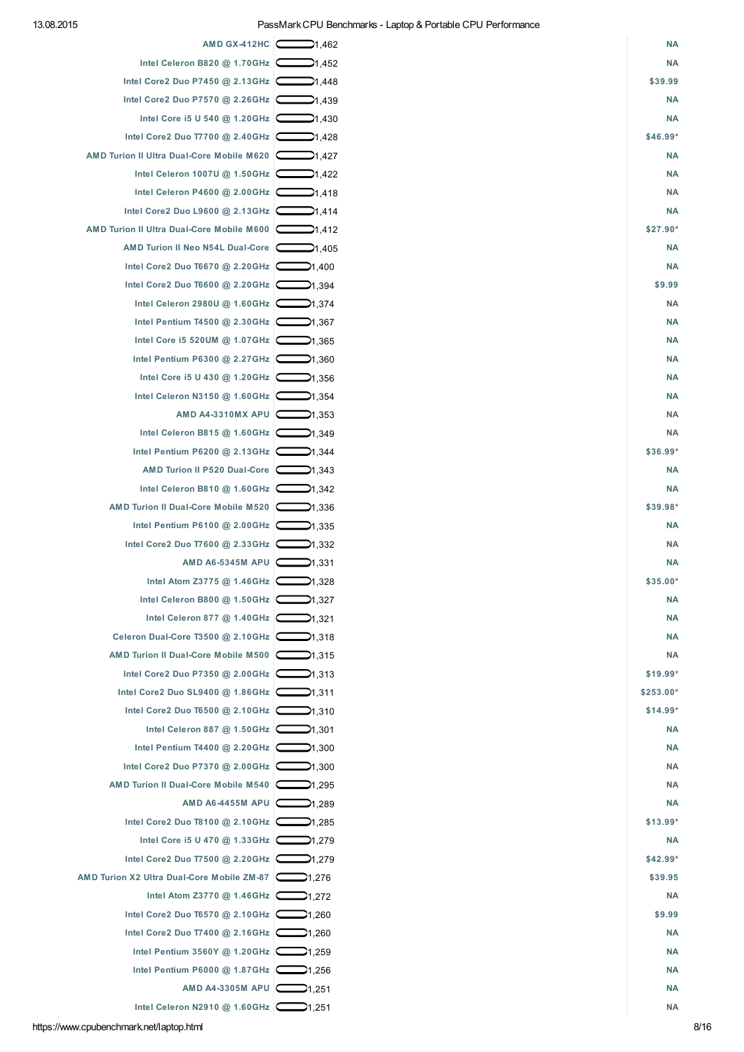| CPU | Score | Price |
|---|---|---|
| AMD GX-412HC | 1,462 | NA |
| Intel Celeron B820 @ 1.70GHz | 1,452 | NA |
| Intel Core2 Duo P7450 @ 2.13GHz | 1,448 | $39.99 |
| Intel Core2 Duo P7570 @ 2.26GHz | 1,439 | NA |
| Intel Core i5 U 540 @ 1.20GHz | 1,430 | NA |
| Intel Core2 Duo T7700 @ 2.40GHz | 1,428 | $46.99* |
| AMD Turion II Ultra Dual-Core Mobile M620 | 1,427 | NA |
| Intel Celeron 1007U @ 1.50GHz | 1,422 | NA |
| Intel Celeron P4600 @ 2.00GHz | 1,418 | NA |
| Intel Core2 Duo L9600 @ 2.13GHz | 1,414 | NA |
| AMD Turion II Ultra Dual-Core Mobile M600 | 1,412 | $27.90* |
| AMD Turion II Neo N54L Dual-Core | 1,405 | NA |
| Intel Core2 Duo T6670 @ 2.20GHz | 1,400 | NA |
| Intel Core2 Duo T6600 @ 2.20GHz | 1,394 | $9.99 |
| Intel Celeron 2980U @ 1.60GHz | 1,374 | NA |
| Intel Pentium T4500 @ 2.30GHz | 1,367 | NA |
| Intel Core i5 520UM @ 1.07GHz | 1,365 | NA |
| Intel Pentium P6300 @ 2.27GHz | 1,360 | NA |
| Intel Core i5 U 430 @ 1.20GHz | 1,356 | NA |
| Intel Celeron N3150 @ 1.60GHz | 1,354 | NA |
| AMD A4-3310MX APU | 1,353 | NA |
| Intel Celeron B815 @ 1.60GHz | 1,349 | NA |
| Intel Pentium P6200 @ 2.13GHz | 1,344 | $36.99* |
| AMD Turion II P520 Dual-Core | 1,343 | NA |
| Intel Celeron B810 @ 1.60GHz | 1,342 | NA |
| AMD Turion II Dual-Core Mobile M520 | 1,336 | $39.98* |
| Intel Pentium P6100 @ 2.00GHz | 1,335 | NA |
| Intel Core2 Duo T7600 @ 2.33GHz | 1,332 | NA |
| AMD A6-5345M APU | 1,331 | NA |
| Intel Atom Z3775 @ 1.46GHz | 1,328 | $35.00* |
| Intel Celeron B800 @ 1.50GHz | 1,327 | NA |
| Intel Celeron 877 @ 1.40GHz | 1,321 | NA |
| Celeron Dual-Core T3500 @ 2.10GHz | 1,318 | NA |
| AMD Turion II Dual-Core Mobile M500 | 1,315 | NA |
| Intel Core2 Duo P7350 @ 2.00GHz | 1,313 | $19.99* |
| Intel Core2 Duo SL9400 @ 1.86GHz | 1,311 | $253.00* |
| Intel Core2 Duo T6500 @ 2.10GHz | 1,310 | $14.99* |
| Intel Celeron 887 @ 1.50GHz | 1,301 | NA |
| Intel Pentium T4400 @ 2.20GHz | 1,300 | NA |
| Intel Core2 Duo P7370 @ 2.00GHz | 1,300 | NA |
| AMD Turion II Dual-Core Mobile M540 | 1,295 | NA |
| AMD A6-4455M APU | 1,289 | NA |
| Intel Core2 Duo T8100 @ 2.10GHz | 1,285 | $13.99* |
| Intel Core i5 U 470 @ 1.33GHz | 1,279 | NA |
| Intel Core2 Duo T7500 @ 2.20GHz | 1,279 | $42.99* |
| AMD Turion X2 Ultra Dual-Core Mobile ZM-87 | 1,276 | $39.95 |
| Intel Atom Z3770 @ 1.46GHz | 1,272 | NA |
| Intel Core2 Duo T6570 @ 2.10GHz | 1,260 | $9.99 |
| Intel Core2 Duo T7400 @ 2.16GHz | 1,260 | NA |
| Intel Pentium 3560Y @ 1.20GHz | 1,259 | NA |
| Intel Pentium P6000 @ 1.87GHz | 1,256 | NA |
| AMD A4-3305M APU | 1,251 | NA |
| Intel Celeron N2910 @ 1.60GHz | 1,251 | NA |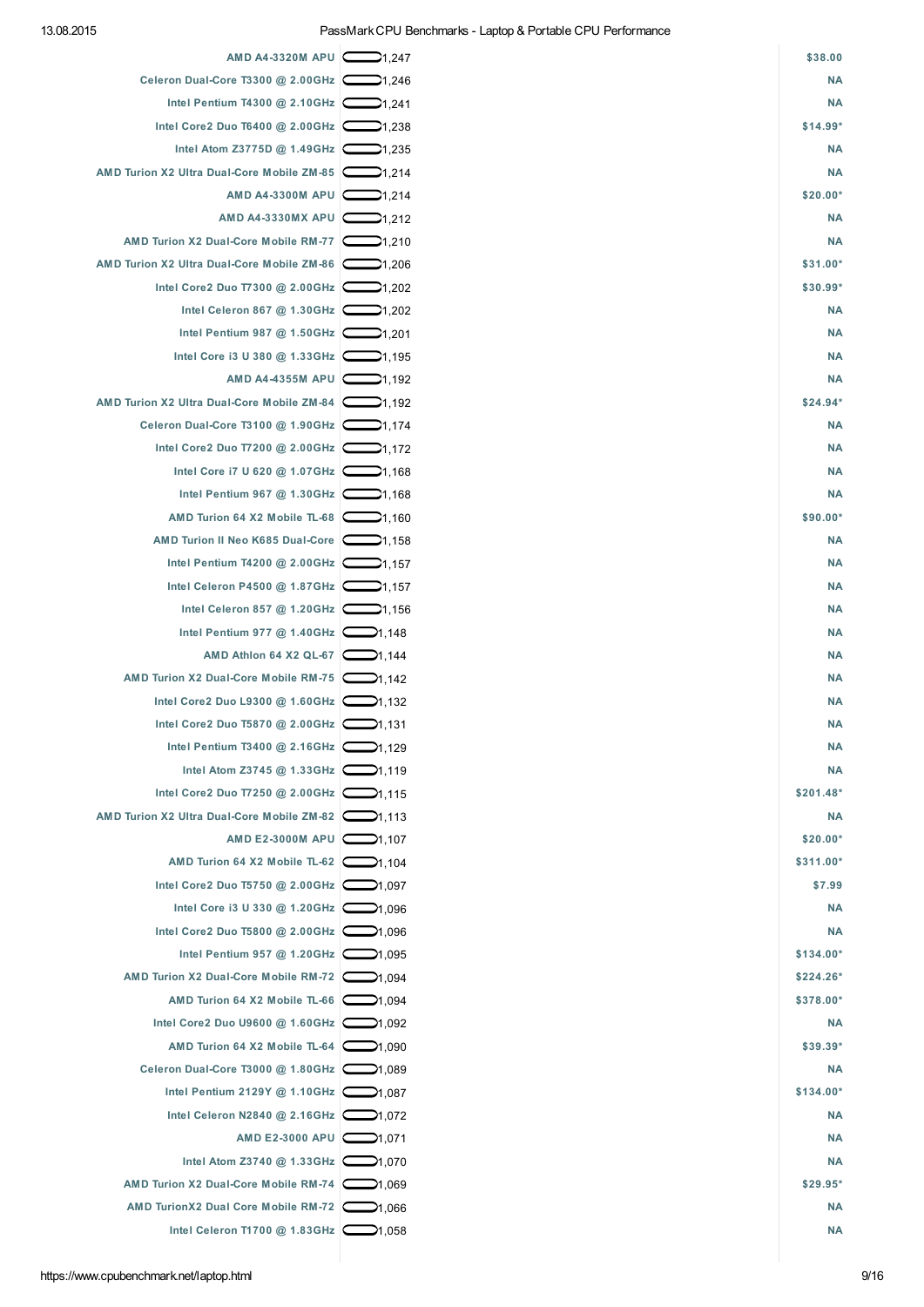| CPU | Score | Price |
|---|---|---|
| AMD A4-3320M APU | 1,247 | $38.00 |
| Celeron Dual-Core T3300 @ 2.00GHz | 1,246 | NA |
| Intel Pentium T4300 @ 2.10GHz | 1,241 | NA |
| Intel Core2 Duo T6400 @ 2.00GHz | 1,238 | $14.99* |
| Intel Atom Z3775D @ 1.49GHz | 1,235 | NA |
| AMD Turion X2 Ultra Dual-Core Mobile ZM-85 | 1,214 | NA |
| AMD A4-3300M APU | 1,214 | $20.00* |
| AMD A4-3330MX APU | 1,212 | NA |
| AMD Turion X2 Dual-Core Mobile RM-77 | 1,210 | NA |
| AMD Turion X2 Ultra Dual-Core Mobile ZM-86 | 1,206 | $31.00* |
| Intel Core2 Duo T7300 @ 2.00GHz | 1,202 | $30.99* |
| Intel Celeron 867 @ 1.30GHz | 1,202 | NA |
| Intel Pentium 987 @ 1.50GHz | 1,201 | NA |
| Intel Core i3 U 380 @ 1.33GHz | 1,195 | NA |
| AMD A4-4355M APU | 1,192 | NA |
| AMD Turion X2 Ultra Dual-Core Mobile ZM-84 | 1,192 | $24.94* |
| Celeron Dual-Core T3100 @ 1.90GHz | 1,174 | NA |
| Intel Core2 Duo T7200 @ 2.00GHz | 1,172 | NA |
| Intel Core i7 U 620 @ 1.07GHz | 1,168 | NA |
| Intel Pentium 967 @ 1.30GHz | 1,168 | NA |
| AMD Turion 64 X2 Mobile TL-68 | 1,160 | $90.00* |
| AMD Turion II Neo K685 Dual-Core | 1,158 | NA |
| Intel Pentium T4200 @ 2.00GHz | 1,157 | NA |
| Intel Celeron P4500 @ 1.87GHz | 1,157 | NA |
| Intel Celeron 857 @ 1.20GHz | 1,156 | NA |
| Intel Pentium 977 @ 1.40GHz | 1,148 | NA |
| AMD Athlon 64 X2 QL-67 | 1,144 | NA |
| AMD Turion X2 Dual-Core Mobile RM-75 | 1,142 | NA |
| Intel Core2 Duo L9300 @ 1.60GHz | 1,132 | NA |
| Intel Core2 Duo T5870 @ 2.00GHz | 1,131 | NA |
| Intel Pentium T3400 @ 2.16GHz | 1,129 | NA |
| Intel Atom Z3745 @ 1.33GHz | 1,119 | NA |
| Intel Core2 Duo T7250 @ 2.00GHz | 1,115 | $201.48* |
| AMD Turion X2 Ultra Dual-Core Mobile ZM-82 | 1,113 | NA |
| AMD E2-3000M APU | 1,107 | $20.00* |
| AMD Turion 64 X2 Mobile TL-62 | 1,104 | $311.00* |
| Intel Core2 Duo T5750 @ 2.00GHz | 1,097 | $7.99 |
| Intel Core i3 U 330 @ 1.20GHz | 1,096 | NA |
| Intel Core2 Duo T5800 @ 2.00GHz | 1,096 | NA |
| Intel Pentium 957 @ 1.20GHz | 1,095 | $134.00* |
| AMD Turion X2 Dual-Core Mobile RM-72 | 1,094 | $224.26* |
| AMD Turion 64 X2 Mobile TL-66 | 1,094 | $378.00* |
| Intel Core2 Duo U9600 @ 1.60GHz | 1,092 | NA |
| AMD Turion 64 X2 Mobile TL-64 | 1,090 | $39.39* |
| Celeron Dual-Core T3000 @ 1.80GHz | 1,089 | NA |
| Intel Pentium 2129Y @ 1.10GHz | 1,087 | $134.00* |
| Intel Celeron N2840 @ 2.16GHz | 1,072 | NA |
| AMD E2-3000 APU | 1,071 | NA |
| Intel Atom Z3740 @ 1.33GHz | 1,070 | NA |
| AMD Turion X2 Dual-Core Mobile RM-74 | 1,069 | $29.95* |
| AMD TurionX2 Dual Core Mobile RM-72 | 1,066 | NA |
| Intel Celeron T1700 @ 1.83GHz | 1,058 | NA |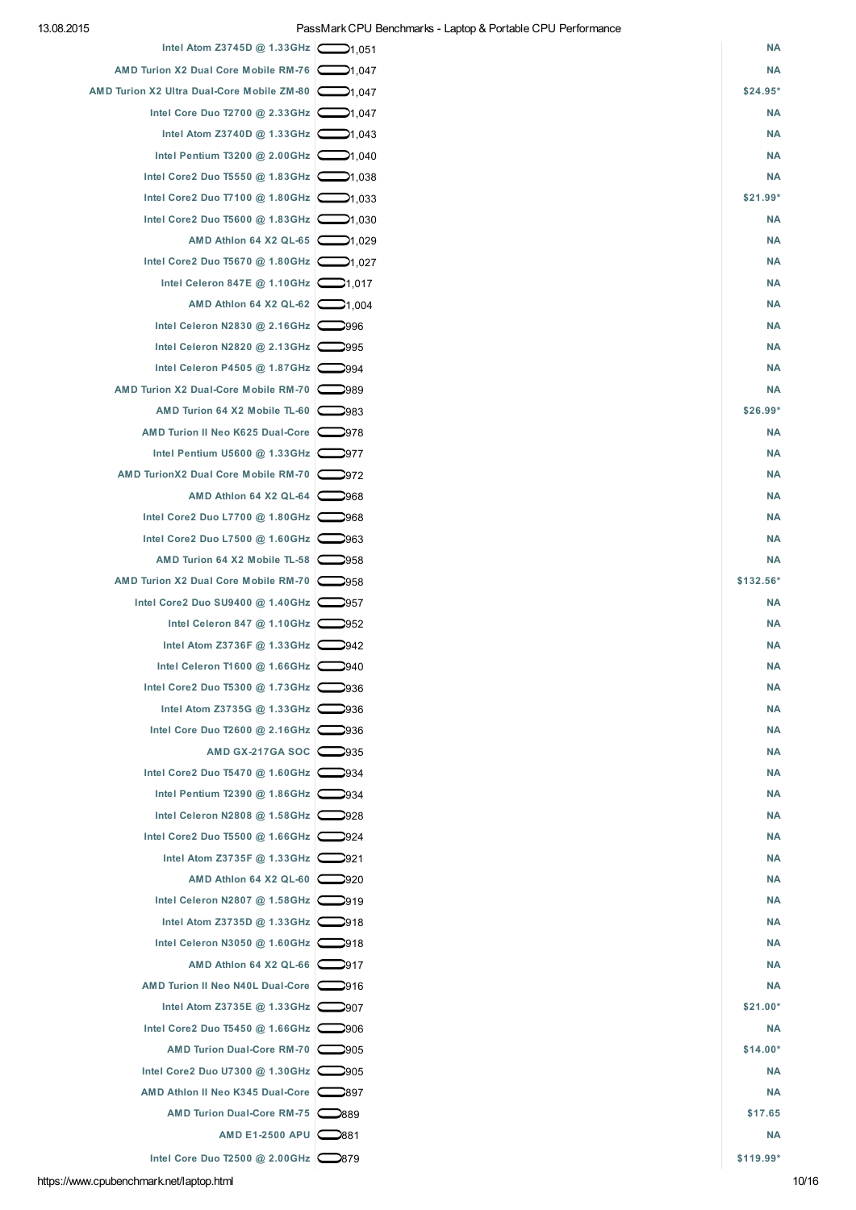| CPU | Passmark CPU Mark | Price (USD) |
| --- | --- | --- |
| Intel Atom Z3745D @ 1.33GHz | 1,051 | NA |
| AMD Turion X2 Dual Core Mobile RM-76 | 1,047 | NA |
| AMD Turion X2 Ultra Dual-Core Mobile ZM-80 | 1,047 | $24.95* |
| Intel Core Duo T2700 @ 2.33GHz | 1,047 | NA |
| Intel Atom Z3740D @ 1.33GHz | 1,043 | NA |
| Intel Pentium T3200 @ 2.00GHz | 1,040 | NA |
| Intel Core2 Duo T5550 @ 1.83GHz | 1,038 | NA |
| Intel Core2 Duo T7100 @ 1.80GHz | 1,033 | $21.99* |
| Intel Core2 Duo T5600 @ 1.83GHz | 1,030 | NA |
| AMD Athlon 64 X2 QL-65 | 1,029 | NA |
| Intel Core2 Duo T5670 @ 1.80GHz | 1,027 | NA |
| Intel Celeron 847E @ 1.10GHz | 1,017 | NA |
| AMD Athlon 64 X2 QL-62 | 1,004 | NA |
| Intel Celeron N2830 @ 2.16GHz | 996 | NA |
| Intel Celeron N2820 @ 2.13GHz | 995 | NA |
| Intel Celeron P4505 @ 1.87GHz | 994 | NA |
| AMD Turion X2 Dual-Core Mobile RM-70 | 989 | NA |
| AMD Turion 64 X2 Mobile TL-60 | 983 | $26.99* |
| AMD Turion II Neo K625 Dual-Core | 978 | NA |
| Intel Pentium U5600 @ 1.33GHz | 977 | NA |
| AMD TurionX2 Dual Core Mobile RM-70 | 972 | NA |
| AMD Athlon 64 X2 QL-64 | 968 | NA |
| Intel Core2 Duo L7700 @ 1.80GHz | 968 | NA |
| Intel Core2 Duo L7500 @ 1.60GHz | 963 | NA |
| AMD Turion 64 X2 Mobile TL-58 | 958 | NA |
| AMD Turion X2 Dual Core Mobile RM-70 | 958 | $132.56* |
| Intel Core2 Duo SU9400 @ 1.40GHz | 957 | NA |
| Intel Celeron 847 @ 1.10GHz | 952 | NA |
| Intel Atom Z3736F @ 1.33GHz | 942 | NA |
| Intel Celeron T1600 @ 1.66GHz | 940 | NA |
| Intel Core2 Duo T5300 @ 1.73GHz | 936 | NA |
| Intel Atom Z3735G @ 1.33GHz | 936 | NA |
| Intel Core Duo T2600 @ 2.16GHz | 936 | NA |
| AMD GX-217GA SOC | 935 | NA |
| Intel Core2 Duo T5470 @ 1.60GHz | 934 | NA |
| Intel Pentium T2390 @ 1.86GHz | 934 | NA |
| Intel Celeron N2808 @ 1.58GHz | 928 | NA |
| Intel Core2 Duo T5500 @ 1.66GHz | 924 | NA |
| Intel Atom Z3735F @ 1.33GHz | 921 | NA |
| AMD Athlon 64 X2 QL-60 | 920 | NA |
| Intel Celeron N2807 @ 1.58GHz | 919 | NA |
| Intel Atom Z3735D @ 1.33GHz | 918 | NA |
| Intel Celeron N3050 @ 1.60GHz | 918 | NA |
| AMD Athlon 64 X2 QL-66 | 917 | NA |
| AMD Turion II Neo N40L Dual-Core | 916 | NA |
| Intel Atom Z3735E @ 1.33GHz | 907 | $21.00* |
| Intel Core2 Duo T5450 @ 1.66GHz | 906 | NA |
| AMD Turion Dual-Core RM-70 | 905 | $14.00* |
| Intel Core2 Duo U7300 @ 1.30GHz | 905 | NA |
| AMD Athlon II Neo K345 Dual-Core | 897 | NA |
| AMD Turion Dual-Core RM-75 | 889 | $17.65 |
| AMD E1-2500 APU | 881 | NA |
| Intel Core Duo T2500 @ 2.00GHz | 879 | $119.99* |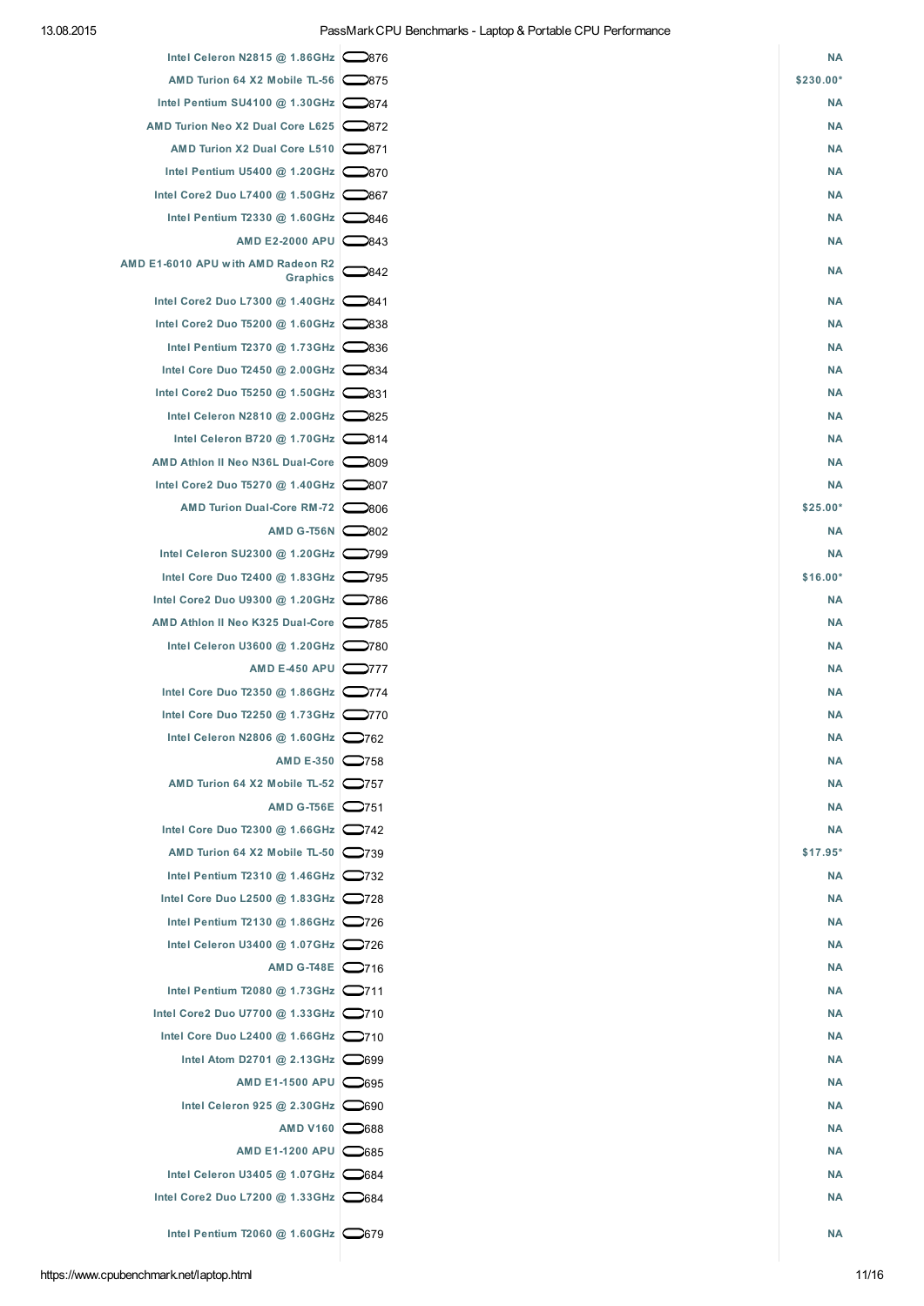| CPU | Passmark CPU Mark | Price (USD) |
|---|---|---|
| Intel Celeron N2815 @ 1.86GHz | 876 | NA |
| AMD Turion 64 X2 Mobile TL-56 | 875 | $230.00* |
| Intel Pentium SU4100 @ 1.30GHz | 874 | NA |
| AMD Turion Neo X2 Dual Core L625 | 872 | NA |
| AMD Turion X2 Dual Core L510 | 871 | NA |
| Intel Pentium U5400 @ 1.20GHz | 870 | NA |
| Intel Core2 Duo L7400 @ 1.50GHz | 867 | NA |
| Intel Pentium T2330 @ 1.60GHz | 846 | NA |
| AMD E2-2000 APU | 843 | NA |
| AMD E1-6010 APU with AMD Radeon R2 Graphics | 842 | NA |
| Intel Core2 Duo L7300 @ 1.40GHz | 841 | NA |
| Intel Core2 Duo T5200 @ 1.60GHz | 838 | NA |
| Intel Pentium T2370 @ 1.73GHz | 836 | NA |
| Intel Core Duo T2450 @ 2.00GHz | 834 | NA |
| Intel Core2 Duo T5250 @ 1.50GHz | 831 | NA |
| Intel Celeron N2810 @ 2.00GHz | 825 | NA |
| Intel Celeron B720 @ 1.70GHz | 814 | NA |
| AMD Athlon II Neo N36L Dual-Core | 809 | NA |
| Intel Core2 Duo T5270 @ 1.40GHz | 807 | NA |
| AMD Turion Dual-Core RM-72 | 806 | $25.00* |
| AMD G-T56N | 802 | NA |
| Intel Celeron SU2300 @ 1.20GHz | 799 | NA |
| Intel Core Duo T2400 @ 1.83GHz | 795 | $16.00* |
| Intel Core2 Duo U9300 @ 1.20GHz | 786 | NA |
| AMD Athlon II Neo K325 Dual-Core | 785 | NA |
| Intel Celeron U3600 @ 1.20GHz | 780 | NA |
| AMD E-450 APU | 777 | NA |
| Intel Core Duo T2350 @ 1.86GHz | 774 | NA |
| Intel Core Duo T2250 @ 1.73GHz | 770 | NA |
| Intel Celeron N2806 @ 1.60GHz | 762 | NA |
| AMD E-350 | 758 | NA |
| AMD Turion 64 X2 Mobile TL-52 | 757 | NA |
| AMD G-T56E | 751 | NA |
| Intel Core Duo T2300 @ 1.66GHz | 742 | NA |
| AMD Turion 64 X2 Mobile TL-50 | 739 | $17.95* |
| Intel Pentium T2310 @ 1.46GHz | 732 | NA |
| Intel Core Duo L2500 @ 1.83GHz | 728 | NA |
| Intel Pentium T2130 @ 1.86GHz | 726 | NA |
| Intel Celeron U3400 @ 1.07GHz | 726 | NA |
| AMD G-T48E | 716 | NA |
| Intel Pentium T2080 @ 1.73GHz | 711 | NA |
| Intel Core2 Duo U7700 @ 1.33GHz | 710 | NA |
| Intel Core Duo L2400 @ 1.66GHz | 710 | NA |
| Intel Atom D2701 @ 2.13GHz | 699 | NA |
| AMD E1-1500 APU | 695 | NA |
| Intel Celeron 925 @ 2.30GHz | 690 | NA |
| AMD V160 | 688 | NA |
| AMD E1-1200 APU | 685 | NA |
| Intel Celeron U3405 @ 1.07GHz | 684 | NA |
| Intel Core2 Duo L7200 @ 1.33GHz | 684 | NA |
| Intel Pentium T2060 @ 1.60GHz | 679 | NA |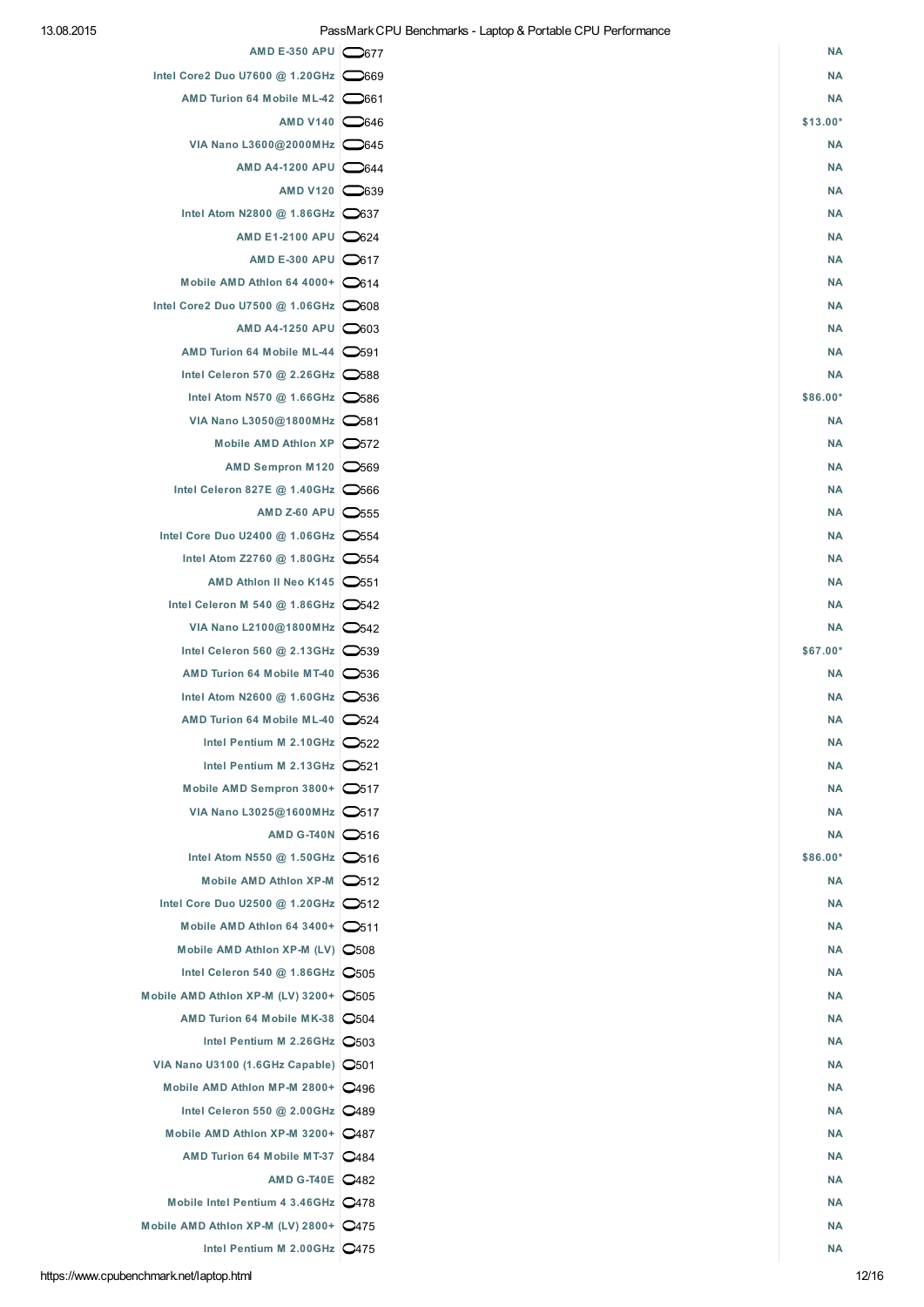| CPU | Score | Price |
|---|---|---|
| AMD E-350 APU | 677 | NA |
| Intel Core2 Duo U7600 @ 1.20GHz | 669 | NA |
| AMD Turion 64 Mobile ML-42 | 661 | NA |
| AMD V140 | 646 | $13.00* |
| VIA Nano L3600@2000MHz | 645 | NA |
| AMD A4-1200 APU | 644 | NA |
| AMD V120 | 639 | NA |
| Intel Atom N2800 @ 1.86GHz | 637 | NA |
| AMD E1-2100 APU | 624 | NA |
| AMD E-300 APU | 617 | NA |
| Mobile AMD Athlon 64 4000+ | 614 | NA |
| Intel Core2 Duo U7500 @ 1.06GHz | 608 | NA |
| AMD A4-1250 APU | 603 | NA |
| AMD Turion 64 Mobile ML-44 | 591 | NA |
| Intel Celeron 570 @ 2.26GHz | 588 | NA |
| Intel Atom N570 @ 1.66GHz | 586 | $86.00* |
| VIA Nano L3050@1800MHz | 581 | NA |
| Mobile AMD Athlon XP | 572 | NA |
| AMD Sempron M120 | 569 | NA |
| Intel Celeron 827E @ 1.40GHz | 566 | NA |
| AMD Z-60 APU | 555 | NA |
| Intel Core Duo U2400 @ 1.06GHz | 554 | NA |
| Intel Atom Z2760 @ 1.80GHz | 554 | NA |
| AMD Athlon II Neo K145 | 551 | NA |
| Intel Celeron M 540 @ 1.86GHz | 542 | NA |
| VIA Nano L2100@1800MHz | 542 | NA |
| Intel Celeron 560 @ 2.13GHz | 539 | $67.00* |
| AMD Turion 64 Mobile MT-40 | 536 | NA |
| Intel Atom N2600 @ 1.60GHz | 536 | NA |
| AMD Turion 64 Mobile ML-40 | 524 | NA |
| Intel Pentium M 2.10GHz | 522 | NA |
| Intel Pentium M 2.13GHz | 521 | NA |
| Mobile AMD Sempron 3800+ | 517 | NA |
| VIA Nano L3025@1600MHz | 517 | NA |
| AMD G-T40N | 516 | NA |
| Intel Atom N550 @ 1.50GHz | 516 | $86.00* |
| Mobile AMD Athlon XP-M | 512 | NA |
| Intel Core Duo U2500 @ 1.20GHz | 512 | NA |
| Mobile AMD Athlon 64 3400+ | 511 | NA |
| Mobile AMD Athlon XP-M (LV) | 508 | NA |
| Intel Celeron 540 @ 1.86GHz | 505 | NA |
| Mobile AMD Athlon XP-M (LV) 3200+ | 505 | NA |
| AMD Turion 64 Mobile MK-38 | 504 | NA |
| Intel Pentium M 2.26GHz | 503 | NA |
| VIA Nano U3100 (1.6GHz Capable) | 501 | NA |
| Mobile AMD Athlon MP-M 2800+ | 496 | NA |
| Intel Celeron 550 @ 2.00GHz | 489 | NA |
| Mobile AMD Athlon XP-M 3200+ | 487 | NA |
| AMD Turion 64 Mobile MT-37 | 484 | NA |
| AMD G-T40E | 482 | NA |
| Mobile Intel Pentium 4 3.46GHz | 478 | NA |
| Mobile AMD Athlon XP-M (LV) 2800+ | 475 | NA |
| Intel Pentium M 2.00GHz | 475 | NA |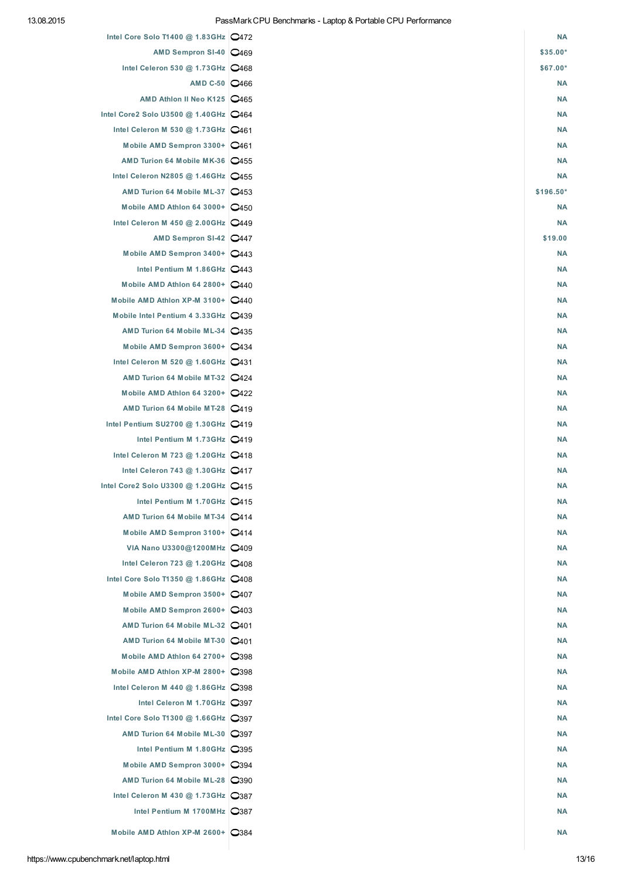| CPU | Score | Price |
|---|---|---|
| Intel Core Solo T1400 @ 1.83GHz | 472 | NA |
| AMD Sempron SI-40 | 469 | $35.00* |
| Intel Celeron 530 @ 1.73GHz | 468 | $67.00* |
| AMD C-50 | 466 | NA |
| AMD Athlon II Neo K125 | 465 | NA |
| Intel Core2 Solo U3500 @ 1.40GHz | 464 | NA |
| Intel Celeron M 530 @ 1.73GHz | 461 | NA |
| Mobile AMD Sempron 3300+ | 461 | NA |
| AMD Turion 64 Mobile MK-36 | 455 | NA |
| Intel Celeron N2805 @ 1.46GHz | 455 | NA |
| AMD Turion 64 Mobile ML-37 | 453 | $196.50* |
| Mobile AMD Athlon 64 3000+ | 450 | NA |
| Intel Celeron M 450 @ 2.00GHz | 449 | NA |
| AMD Sempron SI-42 | 447 | $19.00 |
| Mobile AMD Sempron 3400+ | 443 | NA |
| Intel Pentium M 1.86GHz | 443 | NA |
| Mobile AMD Athlon 64 2800+ | 440 | NA |
| Mobile AMD Athlon XP-M 3100+ | 440 | NA |
| Mobile Intel Pentium 4 3.33GHz | 439 | NA |
| AMD Turion 64 Mobile ML-34 | 435 | NA |
| Mobile AMD Sempron 3600+ | 434 | NA |
| Intel Celeron M 520 @ 1.60GHz | 431 | NA |
| AMD Turion 64 Mobile MT-32 | 424 | NA |
| Mobile AMD Athlon 64 3200+ | 422 | NA |
| AMD Turion 64 Mobile MT-28 | 419 | NA |
| Intel Pentium SU2700 @ 1.30GHz | 419 | NA |
| Intel Pentium M 1.73GHz | 419 | NA |
| Intel Celeron M 723 @ 1.20GHz | 418 | NA |
| Intel Celeron 743 @ 1.30GHz | 417 | NA |
| Intel Core2 Solo U3300 @ 1.20GHz | 415 | NA |
| Intel Pentium M 1.70GHz | 415 | NA |
| AMD Turion 64 Mobile MT-34 | 414 | NA |
| Mobile AMD Sempron 3100+ | 414 | NA |
| VIA Nano U3300@1200MHz | 409 | NA |
| Intel Celeron 723 @ 1.20GHz | 408 | NA |
| Intel Core Solo T1350 @ 1.86GHz | 408 | NA |
| Mobile AMD Sempron 3500+ | 407 | NA |
| Mobile AMD Sempron 2600+ | 403 | NA |
| AMD Turion 64 Mobile ML-32 | 401 | NA |
| AMD Turion 64 Mobile MT-30 | 401 | NA |
| Mobile AMD Athlon 64 2700+ | 398 | NA |
| Mobile AMD Athlon XP-M 2800+ | 398 | NA |
| Intel Celeron M 440 @ 1.86GHz | 398 | NA |
| Intel Celeron M 1.70GHz | 397 | NA |
| Intel Core Solo T1300 @ 1.66GHz | 397 | NA |
| AMD Turion 64 Mobile ML-30 | 397 | NA |
| Intel Pentium M 1.80GHz | 395 | NA |
| Mobile AMD Sempron 3000+ | 394 | NA |
| AMD Turion 64 Mobile ML-28 | 390 | NA |
| Intel Celeron M 430 @ 1.73GHz | 387 | NA |
| Intel Pentium M 1700MHz | 387 | NA |
| Mobile AMD Athlon XP-M 2600+ | 384 | NA |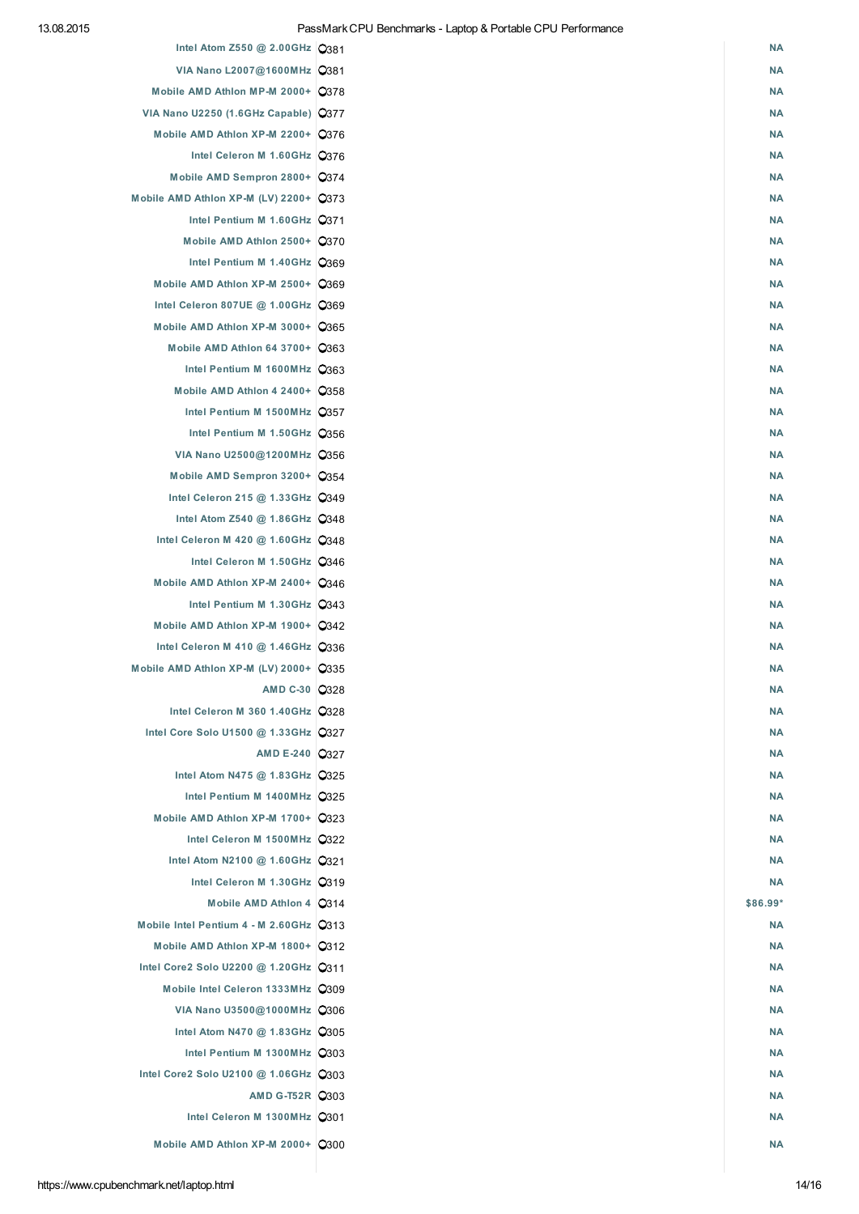| CPU | Score | Price |
|---|---|---|
| Intel Atom Z550 @ 2.00GHz | 381 | NA |
| VIA Nano L2007@1600MHz | 381 | NA |
| Mobile AMD Athlon MP-M 2000+ | 378 | NA |
| VIA Nano U2250 (1.6GHz Capable) | 377 | NA |
| Mobile AMD Athlon XP-M 2200+ | 376 | NA |
| Intel Celeron M 1.60GHz | 376 | NA |
| Mobile AMD Sempron 2800+ | 374 | NA |
| Mobile AMD Athlon XP-M (LV) 2200+ | 373 | NA |
| Intel Pentium M 1.60GHz | 371 | NA |
| Mobile AMD Athlon 2500+ | 370 | NA |
| Intel Pentium M 1.40GHz | 369 | NA |
| Mobile AMD Athlon XP-M 2500+ | 369 | NA |
| Intel Celeron 807UE @ 1.00GHz | 369 | NA |
| Mobile AMD Athlon XP-M 3000+ | 365 | NA |
| Mobile AMD Athlon 64 3700+ | 363 | NA |
| Intel Pentium M 1600MHz | 363 | NA |
| Mobile AMD Athlon 4 2400+ | 358 | NA |
| Intel Pentium M 1500MHz | 357 | NA |
| Intel Pentium M 1.50GHz | 356 | NA |
| VIA Nano U2500@1200MHz | 356 | NA |
| Mobile AMD Sempron 3200+ | 354 | NA |
| Intel Celeron 215 @ 1.33GHz | 349 | NA |
| Intel Atom Z540 @ 1.86GHz | 348 | NA |
| Intel Celeron M 420 @ 1.60GHz | 348 | NA |
| Intel Celeron M 1.50GHz | 346 | NA |
| Mobile AMD Athlon XP-M 2400+ | 346 | NA |
| Intel Pentium M 1.30GHz | 343 | NA |
| Mobile AMD Athlon XP-M 1900+ | 342 | NA |
| Intel Celeron M 410 @ 1.46GHz | 336 | NA |
| Mobile AMD Athlon XP-M (LV) 2000+ | 335 | NA |
| AMD C-30 | 328 | NA |
| Intel Celeron M 360 1.40GHz | 328 | NA |
| Intel Core Solo U1500 @ 1.33GHz | 327 | NA |
| AMD E-240 | 327 | NA |
| Intel Atom N475 @ 1.83GHz | 325 | NA |
| Intel Pentium M 1400MHz | 325 | NA |
| Mobile AMD Athlon XP-M 1700+ | 323 | NA |
| Intel Celeron M 1500MHz | 322 | NA |
| Intel Atom N2100 @ 1.60GHz | 321 | NA |
| Intel Celeron M 1.30GHz | 319 | NA |
| Mobile AMD Athlon 4 | 314 | $86.99* |
| Mobile Intel Pentium 4 - M 2.60GHz | 313 | NA |
| Mobile AMD Athlon XP-M 1800+ | 312 | NA |
| Intel Core2 Solo U2200 @ 1.20GHz | 311 | NA |
| Mobile Intel Celeron 1333MHz | 309 | NA |
| VIA Nano U3500@1000MHz | 306 | NA |
| Intel Atom N470 @ 1.83GHz | 305 | NA |
| Intel Pentium M 1300MHz | 303 | NA |
| Intel Core2 Solo U2100 @ 1.06GHz | 303 | NA |
| AMD G-T52R | 303 | NA |
| Intel Celeron M 1300MHz | 301 | NA |
| Mobile AMD Athlon XP-M 2000+ | 300 | NA |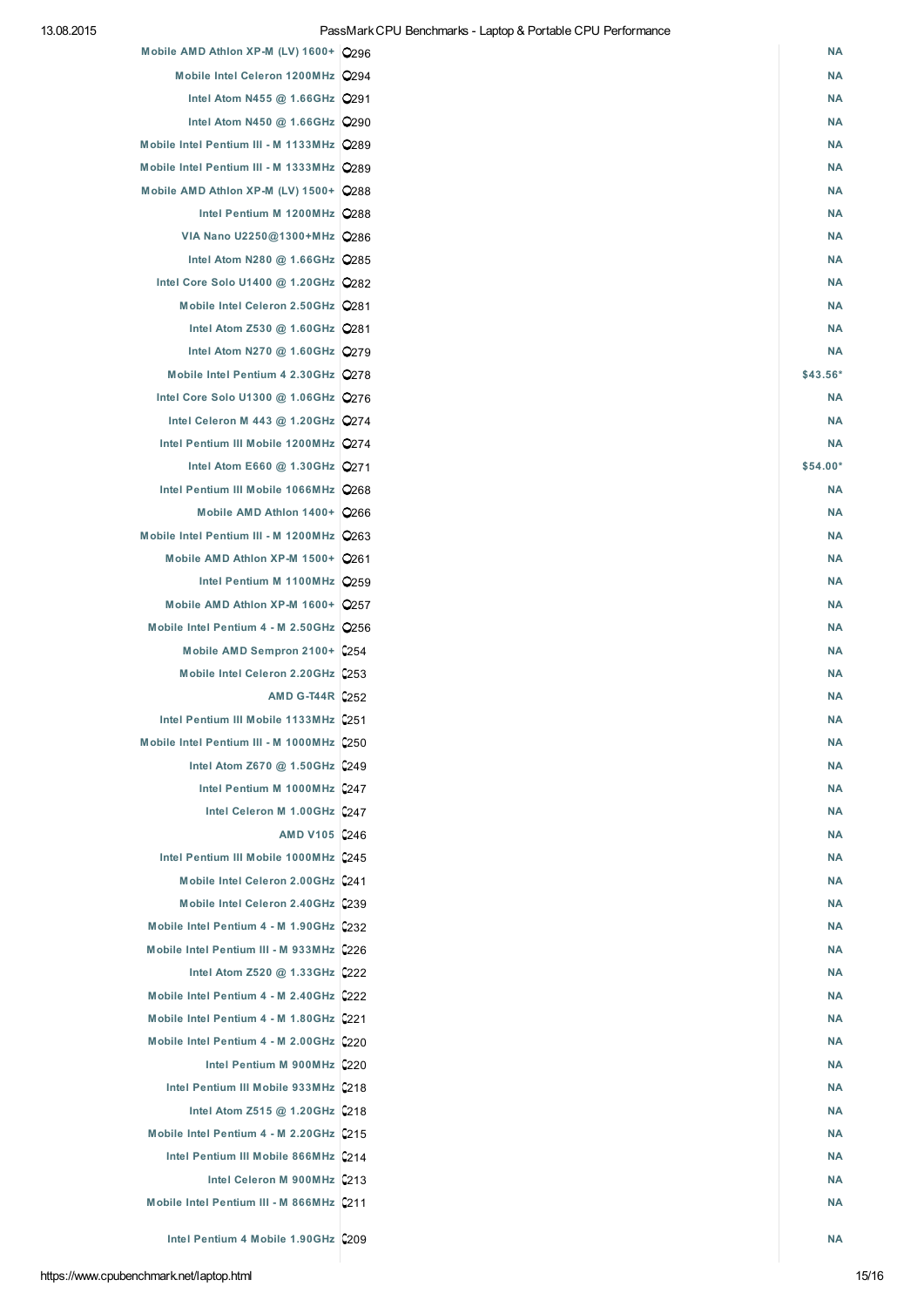| CPU | Score | Price |
|---|---|---|
| Mobile AMD Athlon XP-M (LV) 1600+ | 296 | NA |
| Mobile Intel Celeron 1200MHz | 294 | NA |
| Intel Atom N455 @ 1.66GHz | 291 | NA |
| Intel Atom N450 @ 1.66GHz | 290 | NA |
| Mobile Intel Pentium III - M 1133MHz | 289 | NA |
| Mobile Intel Pentium III - M 1333MHz | 289 | NA |
| Mobile AMD Athlon XP-M (LV) 1500+ | 288 | NA |
| Intel Pentium M 1200MHz | 288 | NA |
| VIA Nano U2250@1300+MHz | 286 | NA |
| Intel Atom N280 @ 1.66GHz | 285 | NA |
| Intel Core Solo U1400 @ 1.20GHz | 282 | NA |
| Mobile Intel Celeron 2.50GHz | 281 | NA |
| Intel Atom Z530 @ 1.60GHz | 281 | NA |
| Intel Atom N270 @ 1.60GHz | 279 | NA |
| Mobile Intel Pentium 4 2.30GHz | 278 | $43.56* |
| Intel Core Solo U1300 @ 1.06GHz | 276 | NA |
| Intel Celeron M 443 @ 1.20GHz | 274 | NA |
| Intel Pentium III Mobile 1200MHz | 274 | NA |
| Intel Atom E660 @ 1.30GHz | 271 | $54.00* |
| Intel Pentium III Mobile 1066MHz | 268 | NA |
| Mobile AMD Athlon 1400+ | 266 | NA |
| Mobile Intel Pentium III - M 1200MHz | 263 | NA |
| Mobile AMD Athlon XP-M 1500+ | 261 | NA |
| Intel Pentium M 1100MHz | 259 | NA |
| Mobile AMD Athlon XP-M 1600+ | 257 | NA |
| Mobile Intel Pentium 4 - M 2.50GHz | 256 | NA |
| Mobile AMD Sempron 2100+ | 254 | NA |
| Mobile Intel Celeron 2.20GHz | 253 | NA |
| AMD G-T44R | 252 | NA |
| Intel Pentium III Mobile 1133MHz | 251 | NA |
| Mobile Intel Pentium III - M 1000MHz | 250 | NA |
| Intel Atom Z670 @ 1.50GHz | 249 | NA |
| Intel Pentium M 1000MHz | 247 | NA |
| Intel Celeron M 1.00GHz | 247 | NA |
| AMD V105 | 246 | NA |
| Intel Pentium III Mobile 1000MHz | 245 | NA |
| Mobile Intel Celeron 2.00GHz | 241 | NA |
| Mobile Intel Celeron 2.40GHz | 239 | NA |
| Mobile Intel Pentium 4 - M 1.90GHz | 232 | NA |
| Mobile Intel Pentium III - M 933MHz | 226 | NA |
| Intel Atom Z520 @ 1.33GHz | 222 | NA |
| Mobile Intel Pentium 4 - M 2.40GHz | 222 | NA |
| Mobile Intel Pentium 4 - M 1.80GHz | 221 | NA |
| Mobile Intel Pentium 4 - M 2.00GHz | 220 | NA |
| Intel Pentium M 900MHz | 220 | NA |
| Intel Pentium III Mobile 933MHz | 218 | NA |
| Intel Atom Z515 @ 1.20GHz | 218 | NA |
| Mobile Intel Pentium 4 - M 2.20GHz | 215 | NA |
| Intel Pentium III Mobile 866MHz | 214 | NA |
| Intel Celeron M 900MHz | 213 | NA |
| Mobile Intel Pentium III - M 866MHz | 211 | NA |
| Intel Pentium 4 Mobile 1.90GHz | 209 | NA |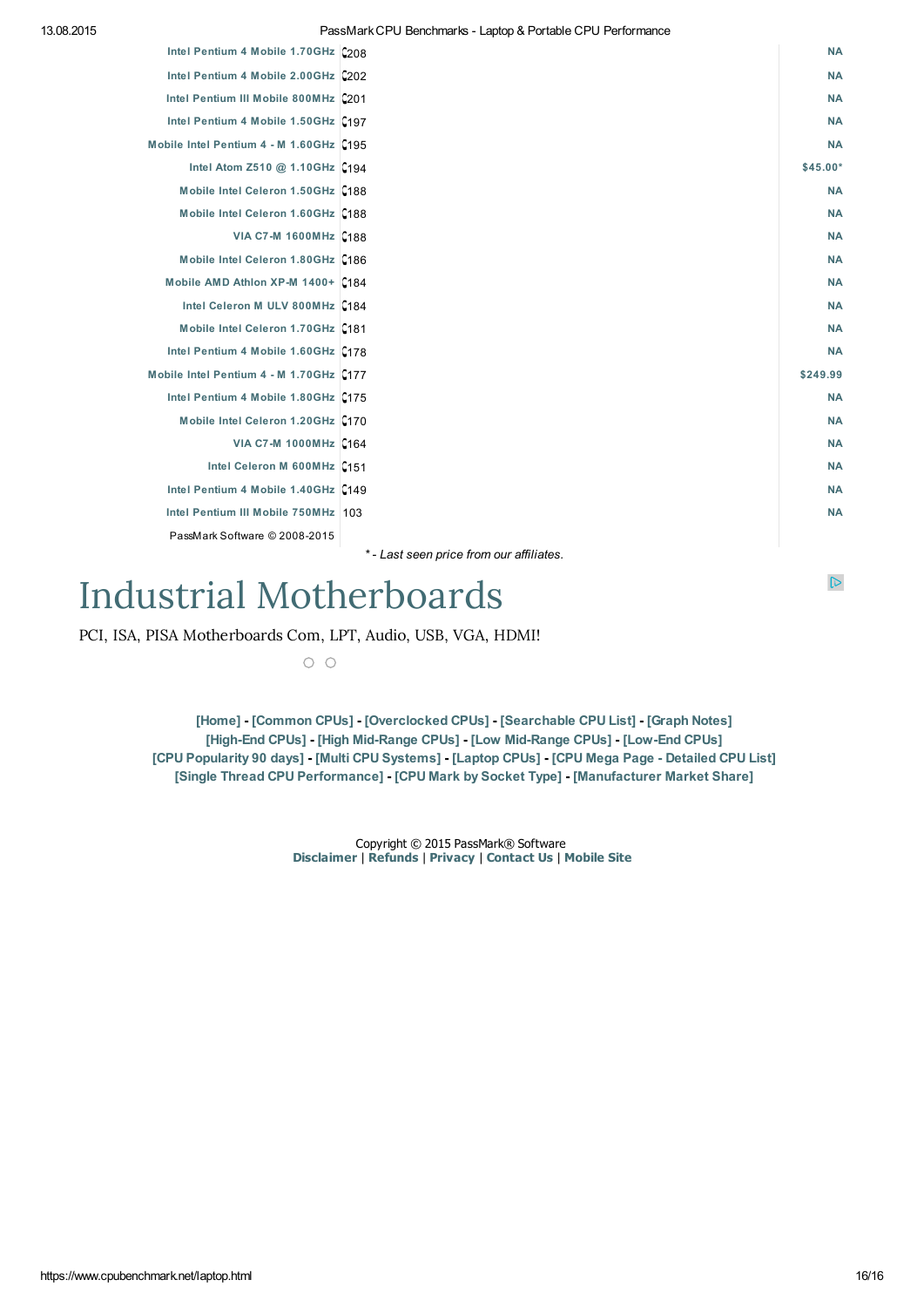| | | |
|---|---|---|
| Intel Pentium 4 Mobile 1.70GHz | 208 | NA |
| Intel Pentium 4 Mobile 2.00GHz | 202 | NA |
| Intel Pentium III Mobile 800MHz | 201 | NA |
| Intel Pentium 4 Mobile 1.50GHz | 197 | NA |
| Mobile Intel Pentium 4 - M 1.60GHz | 195 | NA |
| Intel Atom Z510 @ 1.10GHz | 194 | $45.00* |
| Mobile Intel Celeron 1.50GHz | 188 | NA |
| Mobile Intel Celeron 1.60GHz | 188 | NA |
| VIA C7-M 1600MHz | 188 | NA |
| Mobile Intel Celeron 1.80GHz | 186 | NA |
| Mobile AMD Athlon XP-M 1400+ | 184 | NA |
| Intel Celeron M ULV 800MHz | 184 | NA |
| Mobile Intel Celeron 1.70GHz | 181 | NA |
| Intel Pentium 4 Mobile 1.60GHz | 178 | NA |
| Mobile Intel Pentium 4 - M 1.70GHz | 177 | $249.99 |
| Intel Pentium 4 Mobile 1.80GHz | 175 | NA |
| Mobile Intel Celeron 1.20GHz | 170 | NA |
| VIA C7-M 1000MHz | 164 | NA |
| Intel Celeron M 600MHz | 151 | NA |
| Intel Pentium 4 Mobile 1.40GHz | 149 | NA |
| Intel Pentium III Mobile 750MHz | 103 | NA |
| PassMark Software © 2008-2015 | | |

*\* - Last seen price from our affiliates.*

# Industrial Motherboards

PCI, ISA, PISA Motherboards Com, LPT, Audio, USB, VGA, HDMI!

[Home] - [Common CPUs] - [Overclocked CPUs] - [Searchable CPU List] - [Graph Notes]
[High-End CPUs] - [High Mid-Range CPUs] - [Low Mid-Range CPUs] - [Low-End CPUs]
[CPU Popularity 90 days] - [Multi CPU Systems] - [Laptop CPUs] - [CPU Mega Page - Detailed CPU List]
[Single Thread CPU Performance] - [CPU Mark by Socket Type] - [Manufacturer Market Share]

Copyright © 2015 PassMark® Software
**Disclaimer** | **Refunds** | **Privacy** | **Contact Us** | **Mobile Site**